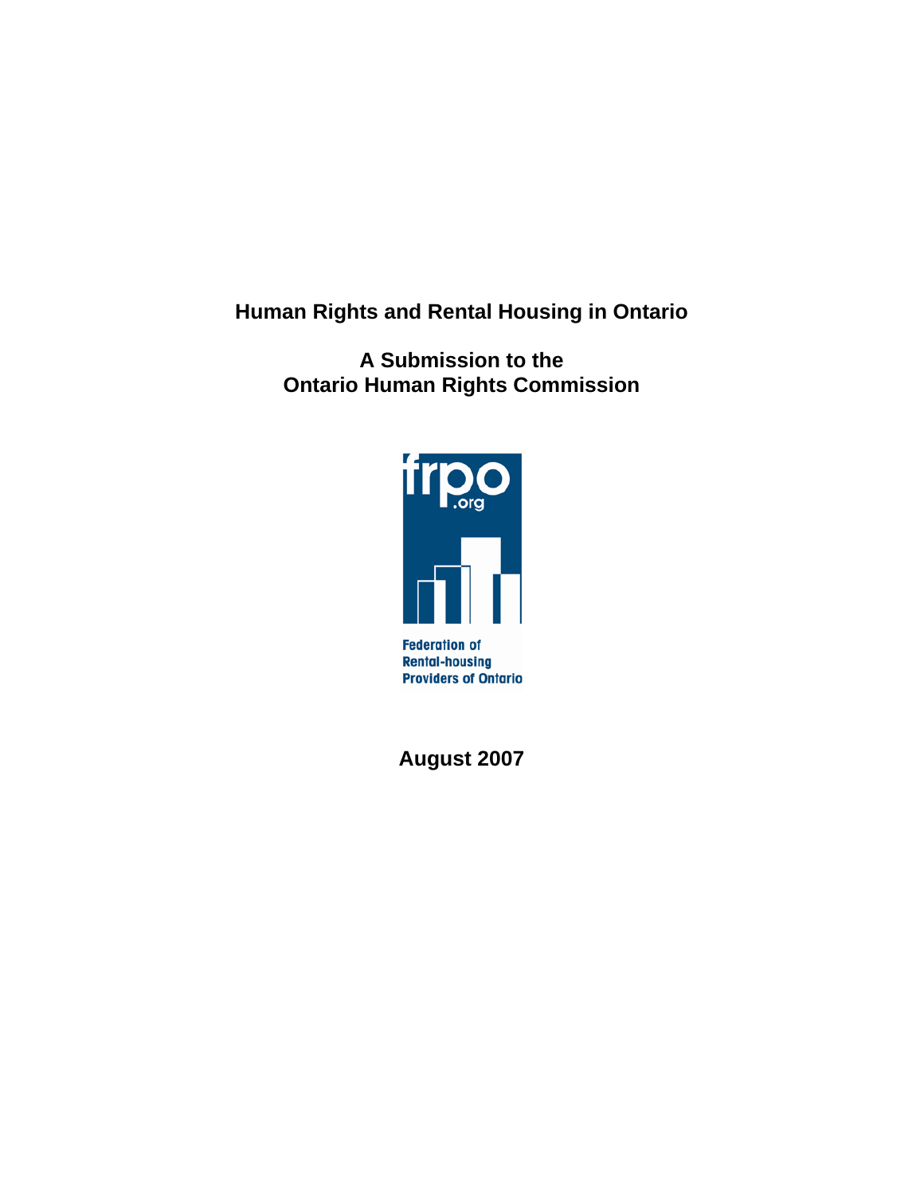# Human Rights and Rental Housing in Ontario

## A Submission to the Ontario Human Rights Commission

frpo.org

Federation of Rental-housing Providers of Ontario

**August 2007**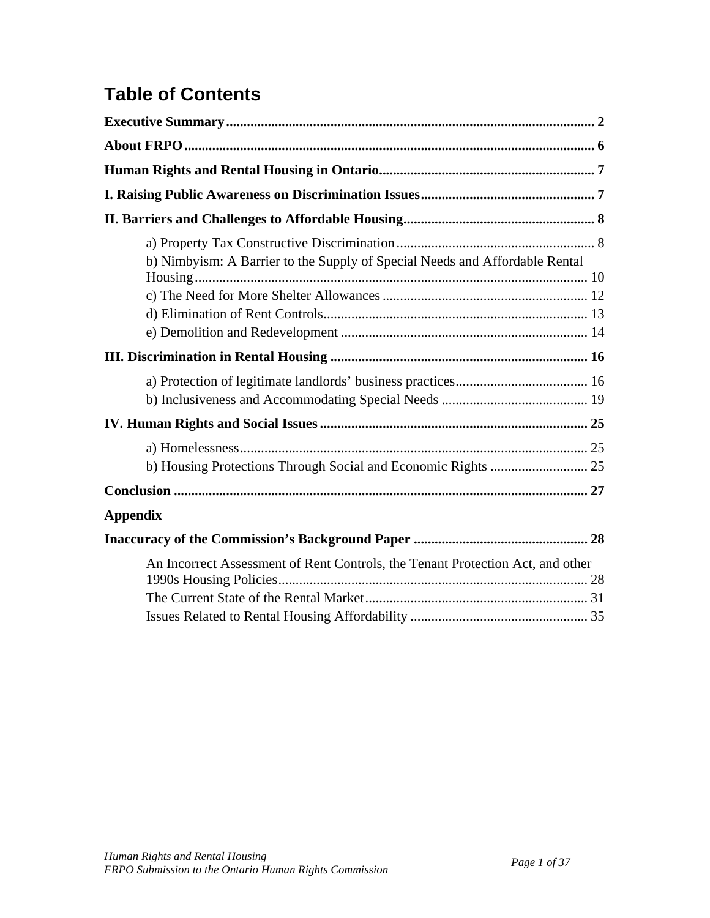# Table of Contents

**Executive Summary** ........................................................................................................ 2

**About FRPO** .................................................................................................................... 6

**Human Rights and Rental Housing in Ontario** ............................................................. 7

**I. Raising Public Awareness on Discrimination Issues** .................................................. 7

**II. Barriers and Challenges to Affordable Housing** ....................................................... 8

- a) Property Tax Constructive Discrimination ......................................................... 8
- b) Nimbyism: A Barrier to the Supply of Special Needs and Affordable Rental Housing ................................................................................................................ 10
- c) The Need for More Shelter Allowances ........................................................... 12
- d) Elimination of Rent Controls ............................................................................ 13
- e) Demolition and Redevelopment ...................................................................... 14

**III. Discrimination in Rental Housing** .......................................................................... 16

- a) Protection of legitimate landlords' business practices ...................................... 16
- b) Inclusiveness and Accommodating Special Needs .......................................... 19

**IV. Human Rights and Social Issues** ............................................................................ 25

- a) Homelessness ................................................................................................... 25
- b) Housing Protections Through Social and Economic Rights ............................ 25

**Conclusion** ...................................................................................................................... 27

**Appendix**

**Inaccuracy of the Commission's Background Paper** ................................................. 28

- An Incorrect Assessment of Rent Controls, the Tenant Protection Act, and other 1990s Housing Policies ......................................................................................... 28
- The Current State of the Rental Market ................................................................ 31
- Issues Related to Rental Housing Affordability ................................................... 35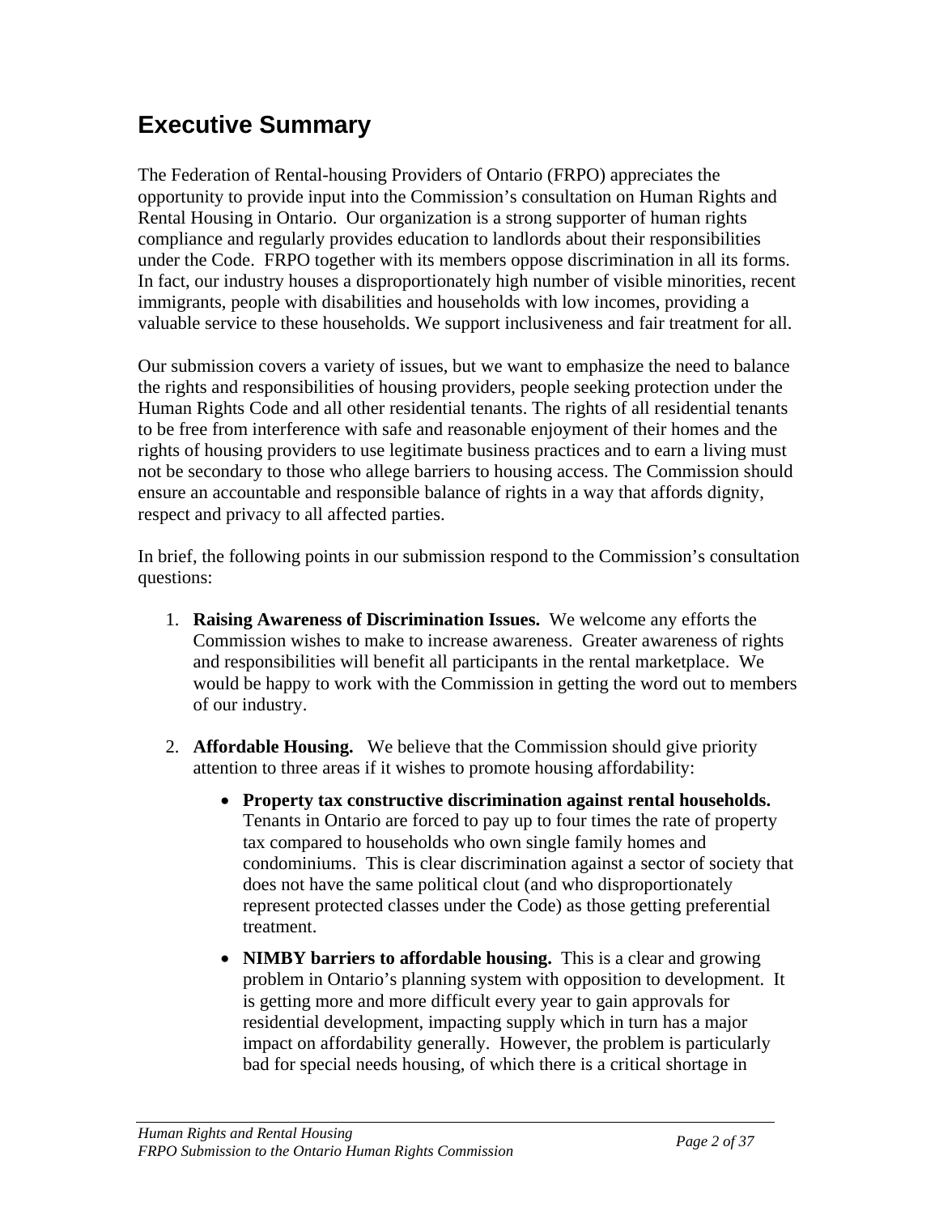# Executive Summary

The Federation of Rental-housing Providers of Ontario (FRPO) appreciates the opportunity to provide input into the Commission's consultation on Human Rights and Rental Housing in Ontario. Our organization is a strong supporter of human rights compliance and regularly provides education to landlords about their responsibilities under the Code. FRPO together with its members oppose discrimination in all its forms. In fact, our industry houses a disproportionately high number of visible minorities, recent immigrants, people with disabilities and households with low incomes, providing a valuable service to these households. We support inclusiveness and fair treatment for all.

Our submission covers a variety of issues, but we want to emphasize the need to balance the rights and responsibilities of housing providers, people seeking protection under the Human Rights Code and all other residential tenants. The rights of all residential tenants to be free from interference with safe and reasonable enjoyment of their homes and the rights of housing providers to use legitimate business practices and to earn a living must not be secondary to those who allege barriers to housing access. The Commission should ensure an accountable and responsible balance of rights in a way that affords dignity, respect and privacy to all affected parties.

In brief, the following points in our submission respond to the Commission's consultation questions:

1. **Raising Awareness of Discrimination Issues.** We welcome any efforts the Commission wishes to make to increase awareness. Greater awareness of rights and responsibilities will benefit all participants in the rental marketplace. We would be happy to work with the Commission in getting the word out to members of our industry.

2. **Affordable Housing.** We believe that the Commission should give priority attention to three areas if it wishes to promote housing affordability:

    - **Property tax constructive discrimination against rental households.** Tenants in Ontario are forced to pay up to four times the rate of property tax compared to households who own single family homes and condominiums. This is clear discrimination against a sector of society that does not have the same political clout (and who disproportionately represent protected classes under the Code) as those getting preferential treatment.

    - **NIMBY barriers to affordable housing.** This is a clear and growing problem in Ontario's planning system with opposition to development. It is getting more and more difficult every year to gain approvals for residential development, impacting supply which in turn has a major impact on affordability generally. However, the problem is particularly bad for special needs housing, of which there is a critical shortage in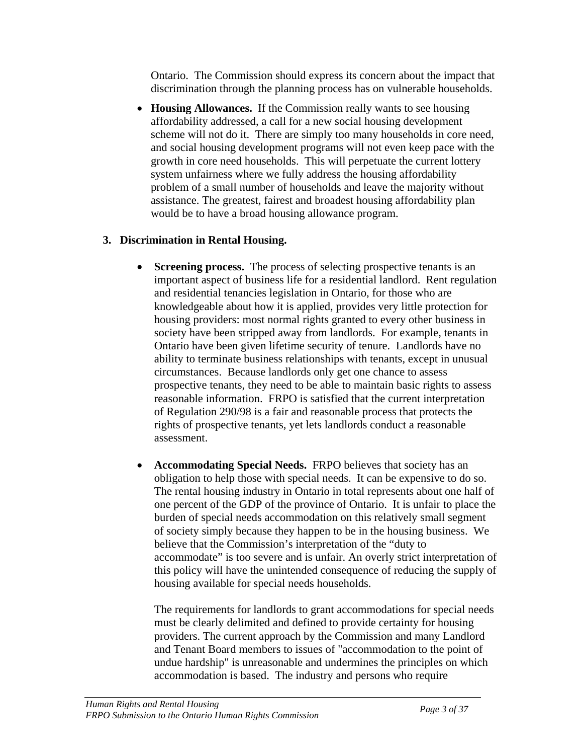Ontario. The Commission should express its concern about the impact that discrimination through the planning process has on vulnerable households.

- **Housing Allowances.** If the Commission really wants to see housing affordability addressed, a call for a new social housing development scheme will not do it. There are simply too many households in core need, and social housing development programs will not even keep pace with the growth in core need households. This will perpetuate the current lottery system unfairness where we fully address the housing affordability problem of a small number of households and leave the majority without assistance. The greatest, fairest and broadest housing affordability plan would be to have a broad housing allowance program.

3. **Discrimination in Rental Housing.**

- **Screening process.** The process of selecting prospective tenants is an important aspect of business life for a residential landlord. Rent regulation and residential tenancies legislation in Ontario, for those who are knowledgeable about how it is applied, provides very little protection for housing providers: most normal rights granted to every other business in society have been stripped away from landlords. For example, tenants in Ontario have been given lifetime security of tenure. Landlords have no ability to terminate business relationships with tenants, except in unusual circumstances. Because landlords only get one chance to assess prospective tenants, they need to be able to maintain basic rights to assess reasonable information. FRPO is satisfied that the current interpretation of Regulation 290/98 is a fair and reasonable process that protects the rights of prospective tenants, yet lets landlords conduct a reasonable assessment.

- **Accommodating Special Needs.** FRPO believes that society has an obligation to help those with special needs. It can be expensive to do so. The rental housing industry in Ontario in total represents about one half of one percent of the GDP of the province of Ontario. It is unfair to place the burden of special needs accommodation on this relatively small segment of society simply because they happen to be in the housing business. We believe that the Commission's interpretation of the "duty to accommodate" is too severe and is unfair. An overly strict interpretation of this policy will have the unintended consequence of reducing the supply of housing available for special needs households.

  The requirements for landlords to grant accommodations for special needs must be clearly delimited and defined to provide certainty for housing providers. The current approach by the Commission and many Landlord and Tenant Board members to issues of "accommodation to the point of undue hardship" is unreasonable and undermines the principles on which accommodation is based. The industry and persons who require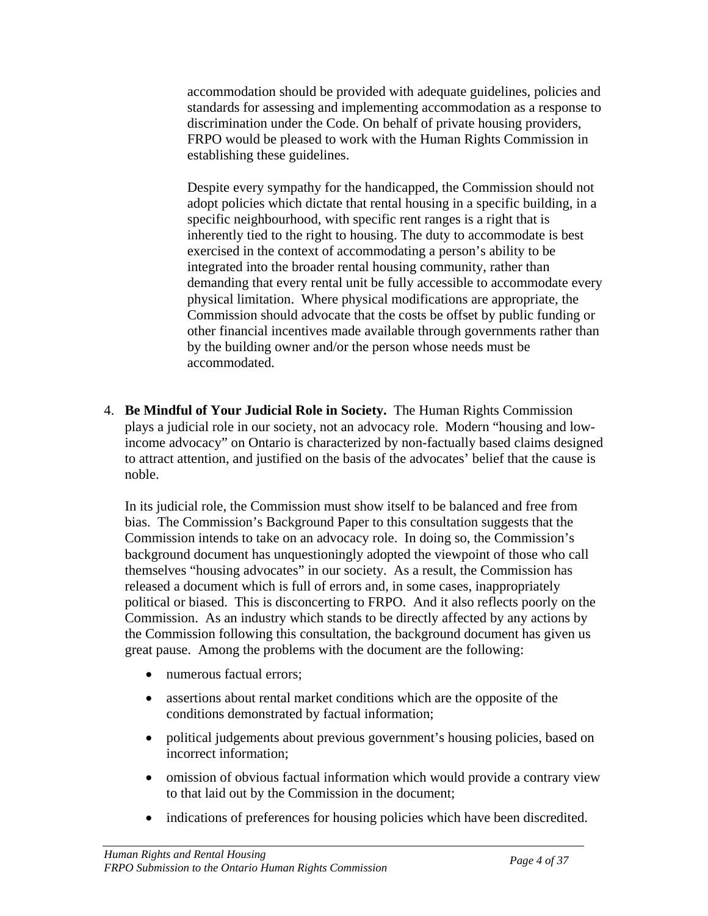accommodation should be provided with adequate guidelines, policies and standards for assessing and implementing accommodation as a response to discrimination under the Code. On behalf of private housing providers, FRPO would be pleased to work with the Human Rights Commission in establishing these guidelines.

Despite every sympathy for the handicapped, the Commission should not adopt policies which dictate that rental housing in a specific building, in a specific neighbourhood, with specific rent ranges is a right that is inherently tied to the right to housing. The duty to accommodate is best exercised in the context of accommodating a person's ability to be integrated into the broader rental housing community, rather than demanding that every rental unit be fully accessible to accommodate every physical limitation. Where physical modifications are appropriate, the Commission should advocate that the costs be offset by public funding or other financial incentives made available through governments rather than by the building owner and/or the person whose needs must be accommodated.

4. **Be Mindful of Your Judicial Role in Society.** The Human Rights Commission plays a judicial role in our society, not an advocacy role. Modern "housing and low-income advocacy" on Ontario is characterized by non-factually based claims designed to attract attention, and justified on the basis of the advocates' belief that the cause is noble.

   In its judicial role, the Commission must show itself to be balanced and free from bias. The Commission's Background Paper to this consultation suggests that the Commission intends to take on an advocacy role. In doing so, the Commission's background document has unquestioningly adopted the viewpoint of those who call themselves "housing advocates" in our society. As a result, the Commission has released a document which is full of errors and, in some cases, inappropriately political or biased. This is disconcerting to FRPO. And it also reflects poorly on the Commission. As an industry which stands to be directly affected by any actions by the Commission following this consultation, the background document has given us great pause. Among the problems with the document are the following:

   - numerous factual errors;
   - assertions about rental market conditions which are the opposite of the conditions demonstrated by factual information;
   - political judgements about previous government's housing policies, based on incorrect information;
   - omission of obvious factual information which would provide a contrary view to that laid out by the Commission in the document;
   - indications of preferences for housing policies which have been discredited.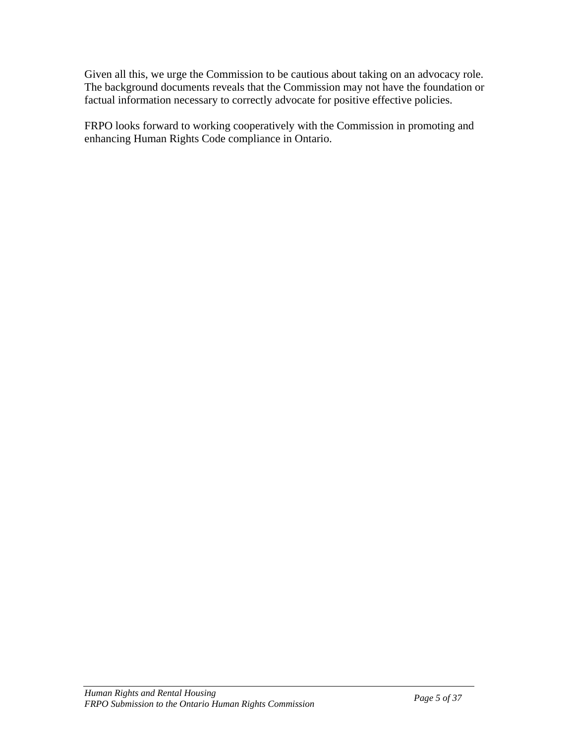Given all this, we urge the Commission to be cautious about taking on an advocacy role. The background documents reveals that the Commission may not have the foundation or factual information necessary to correctly advocate for positive effective policies.

FRPO looks forward to working cooperatively with the Commission in promoting and enhancing Human Rights Code compliance in Ontario.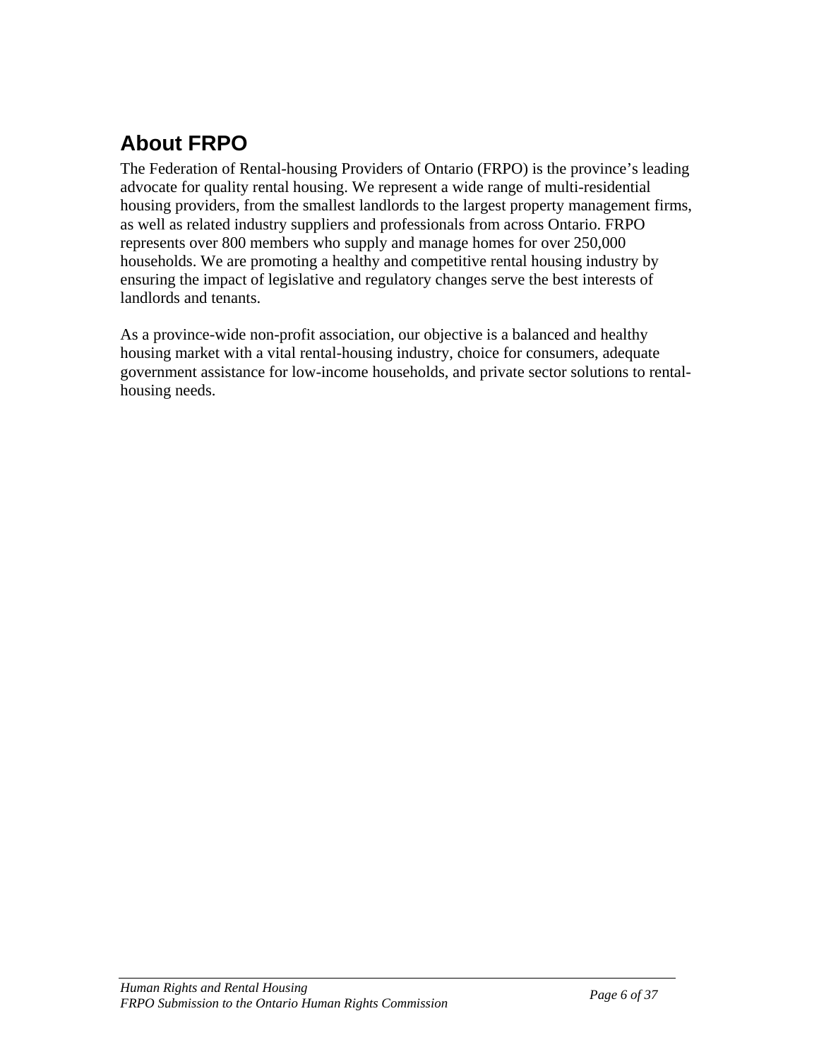## About FRPO

The Federation of Rental-housing Providers of Ontario (FRPO) is the province's leading advocate for quality rental housing. We represent a wide range of multi-residential housing providers, from the smallest landlords to the largest property management firms, as well as related industry suppliers and professionals from across Ontario. FRPO represents over 800 members who supply and manage homes for over 250,000 households. We are promoting a healthy and competitive rental housing industry by ensuring the impact of legislative and regulatory changes serve the best interests of landlords and tenants.

As a province-wide non-profit association, our objective is a balanced and healthy housing market with a vital rental-housing industry, choice for consumers, adequate government assistance for low-income households, and private sector solutions to rental-housing needs.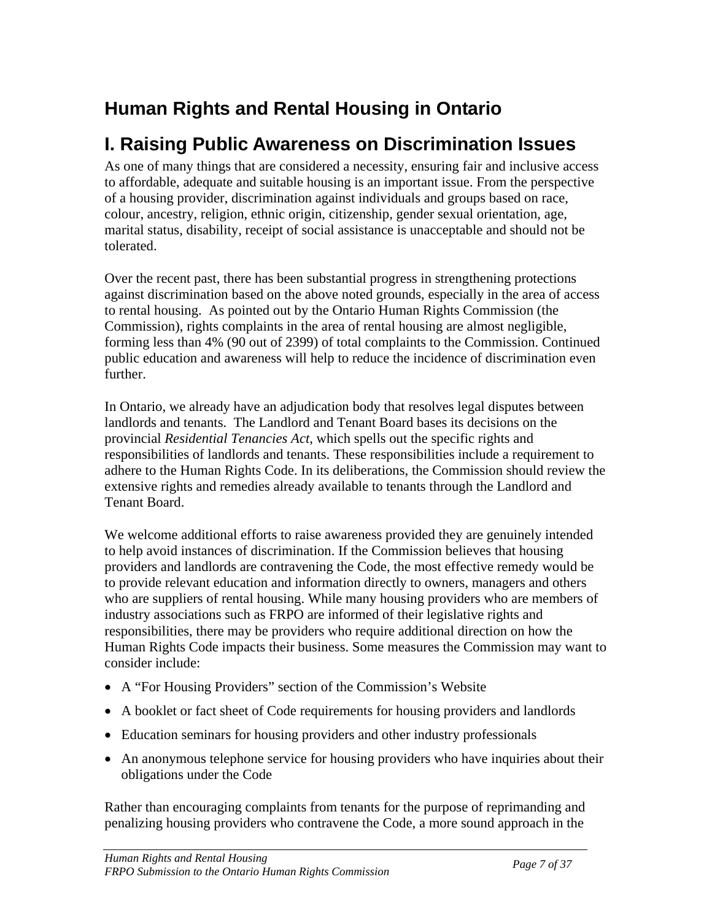# Human Rights and Rental Housing in Ontario

## I. Raising Public Awareness on Discrimination Issues

As one of many things that are considered a necessity, ensuring fair and inclusive access to affordable, adequate and suitable housing is an important issue. From the perspective of a housing provider, discrimination against individuals and groups based on race, colour, ancestry, religion, ethnic origin, citizenship, gender sexual orientation, age, marital status, disability, receipt of social assistance is unacceptable and should not be tolerated.

Over the recent past, there has been substantial progress in strengthening protections against discrimination based on the above noted grounds, especially in the area of access to rental housing. As pointed out by the Ontario Human Rights Commission (the Commission), rights complaints in the area of rental housing are almost negligible, forming less than 4% (90 out of 2399) of total complaints to the Commission. Continued public education and awareness will help to reduce the incidence of discrimination even further.

In Ontario, we already have an adjudication body that resolves legal disputes between landlords and tenants. The Landlord and Tenant Board bases its decisions on the provincial *Residential Tenancies Act*, which spells out the specific rights and responsibilities of landlords and tenants. These responsibilities include a requirement to adhere to the Human Rights Code. In its deliberations, the Commission should review the extensive rights and remedies already available to tenants through the Landlord and Tenant Board.

We welcome additional efforts to raise awareness provided they are genuinely intended to help avoid instances of discrimination. If the Commission believes that housing providers and landlords are contravening the Code, the most effective remedy would be to provide relevant education and information directly to owners, managers and others who are suppliers of rental housing. While many housing providers who are members of industry associations such as FRPO are informed of their legislative rights and responsibilities, there may be providers who require additional direction on how the Human Rights Code impacts their business. Some measures the Commission may want to consider include:

- A "For Housing Providers" section of the Commission's Website
- A booklet or fact sheet of Code requirements for housing providers and landlords
- Education seminars for housing providers and other industry professionals
- An anonymous telephone service for housing providers who have inquiries about their obligations under the Code

Rather than encouraging complaints from tenants for the purpose of reprimanding and penalizing housing providers who contravene the Code, a more sound approach in the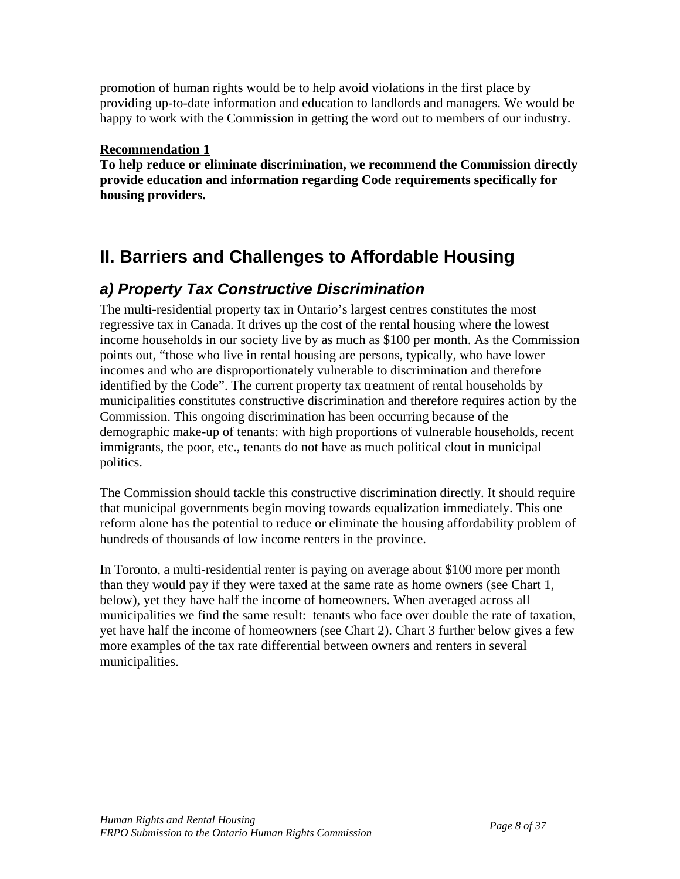promotion of human rights would be to help avoid violations in the first place by providing up-to-date information and education to landlords and managers. We would be happy to work with the Commission in getting the word out to members of our industry.

**Recommendation 1**
**To help reduce or eliminate discrimination, we recommend the Commission directly provide education and information regarding Code requirements specifically for housing providers.**

# II. Barriers and Challenges to Affordable Housing

## *a) Property Tax Constructive Discrimination*

The multi-residential property tax in Ontario's largest centres constitutes the most regressive tax in Canada. It drives up the cost of the rental housing where the lowest income households in our society live by as much as $100 per month. As the Commission points out, "those who live in rental housing are persons, typically, who have lower incomes and who are disproportionately vulnerable to discrimination and therefore identified by the Code". The current property tax treatment of rental households by municipalities constitutes constructive discrimination and therefore requires action by the Commission. This ongoing discrimination has been occurring because of the demographic make-up of tenants: with high proportions of vulnerable households, recent immigrants, the poor, etc., tenants do not have as much political clout in municipal politics.

The Commission should tackle this constructive discrimination directly. It should require that municipal governments begin moving towards equalization immediately. This one reform alone has the potential to reduce or eliminate the housing affordability problem of hundreds of thousands of low income renters in the province.

In Toronto, a multi-residential renter is paying on average about $100 more per month than they would pay if they were taxed at the same rate as home owners (see Chart 1, below), yet they have half the income of homeowners. When averaged across all municipalities we find the same result: tenants who face over double the rate of taxation, yet have half the income of homeowners (see Chart 2). Chart 3 further below gives a few more examples of the tax rate differential between owners and renters in several municipalities.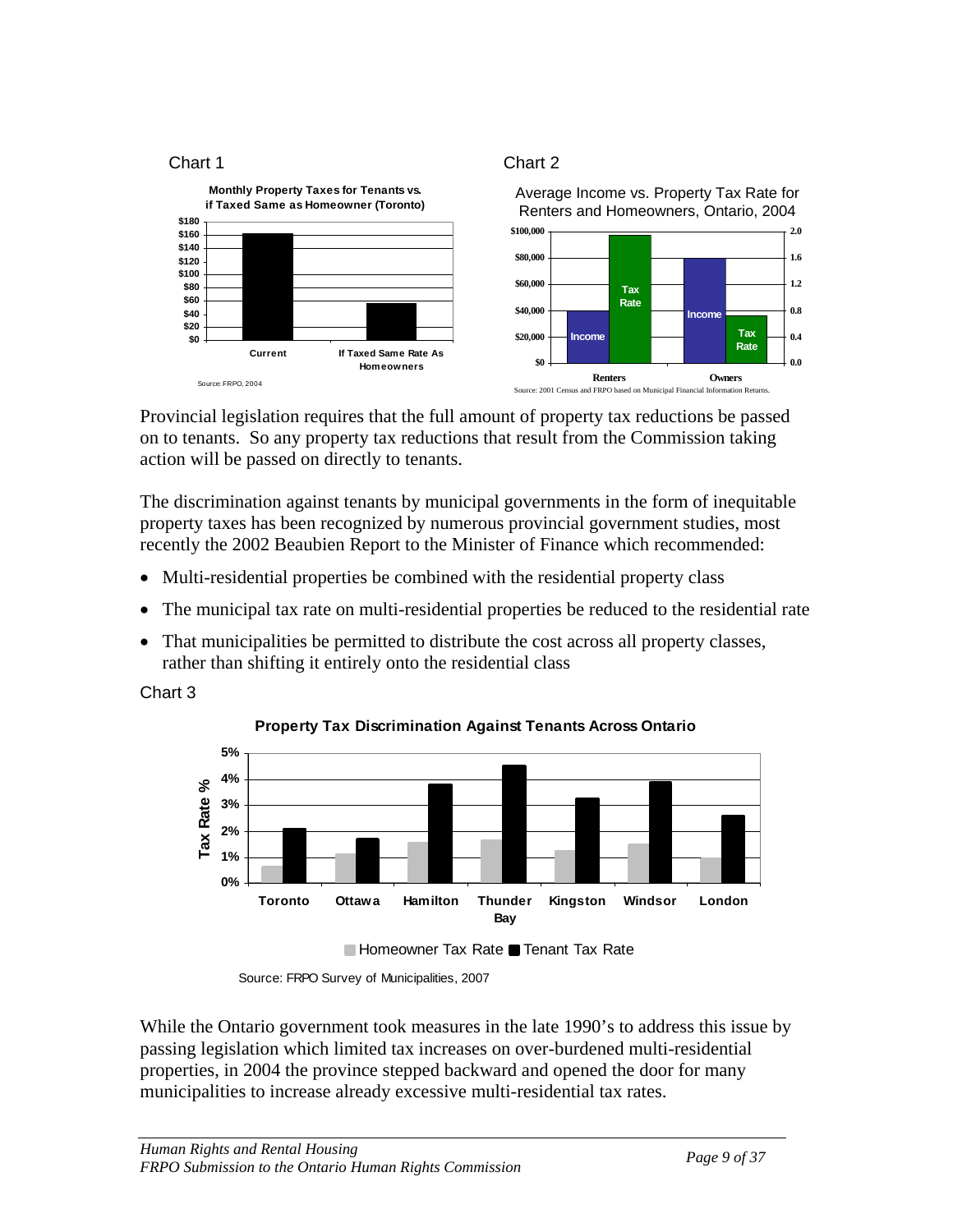Chart 1

**Monthly Property Taxes for Tenants vs. if Taxed Same as Homeowner (Toronto)**

Source: FRPO, 2004

Chart 2

Average Income vs. Property Tax Rate for Renters and Homeowners, Ontario, 2004

Source: 2001 Census and FRPO based on Municipal Financial Information Returns.

Provincial legislation requires that the full amount of property tax reductions be passed on to tenants. So any property tax reductions that result from the Commission taking action will be passed on directly to tenants.

The discrimination against tenants by municipal governments in the form of inequitable property taxes has been recognized by numerous provincial government studies, most recently the 2002 Beaubien Report to the Minister of Finance which recommended:

- Multi-residential properties be combined with the residential property class
- The municipal tax rate on multi-residential properties be reduced to the residential rate
- That municipalities be permitted to distribute the cost across all property classes, rather than shifting it entirely onto the residential class

Chart 3

**Property Tax Discrimination Against Tenants Across Ontario**

Source: FRPO Survey of Municipalities, 2007

While the Ontario government took measures in the late 1990's to address this issue by passing legislation which limited tax increases on over-burdened multi-residential properties, in 2004 the province stepped backward and opened the door for many municipalities to increase already excessive multi-residential tax rates.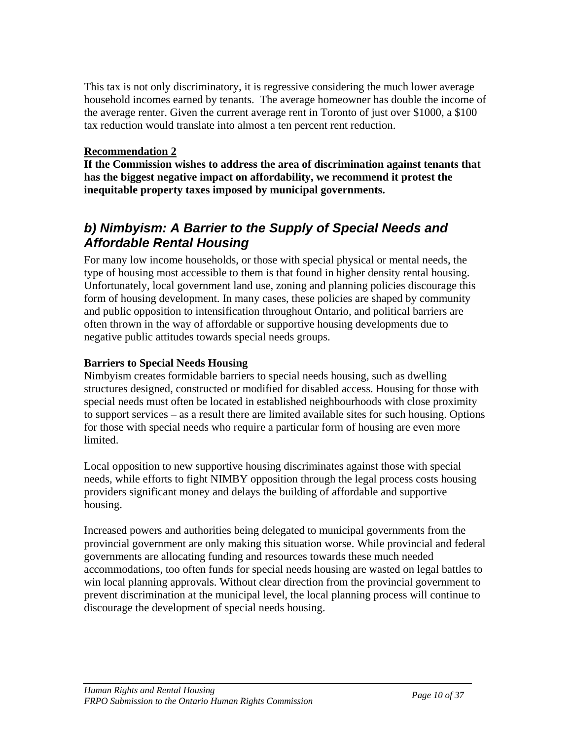This tax is not only discriminatory, it is regressive considering the much lower average household incomes earned by tenants. The average homeowner has double the income of the average renter. Given the current average rent in Toronto of just over $1000, a $100 tax reduction would translate into almost a ten percent rent reduction.

**Recommendation 2**

**If the Commission wishes to address the area of discrimination against tenants that has the biggest negative impact on affordability, we recommend it protest the inequitable property taxes imposed by municipal governments.**

## *b) Nimbyism: A Barrier to the Supply of Special Needs and Affordable Rental Housing*

For many low income households, or those with special physical or mental needs, the type of housing most accessible to them is that found in higher density rental housing. Unfortunately, local government land use, zoning and planning policies discourage this form of housing development. In many cases, these policies are shaped by community and public opposition to intensification throughout Ontario, and political barriers are often thrown in the way of affordable or supportive housing developments due to negative public attitudes towards special needs groups.

**Barriers to Special Needs Housing**

Nimbyism creates formidable barriers to special needs housing, such as dwelling structures designed, constructed or modified for disabled access. Housing for those with special needs must often be located in established neighbourhoods with close proximity to support services – as a result there are limited available sites for such housing. Options for those with special needs who require a particular form of housing are even more limited.

Local opposition to new supportive housing discriminates against those with special needs, while efforts to fight NIMBY opposition through the legal process costs housing providers significant money and delays the building of affordable and supportive housing.

Increased powers and authorities being delegated to municipal governments from the provincial government are only making this situation worse. While provincial and federal governments are allocating funding and resources towards these much needed accommodations, too often funds for special needs housing are wasted on legal battles to win local planning approvals. Without clear direction from the provincial government to prevent discrimination at the municipal level, the local planning process will continue to discourage the development of special needs housing.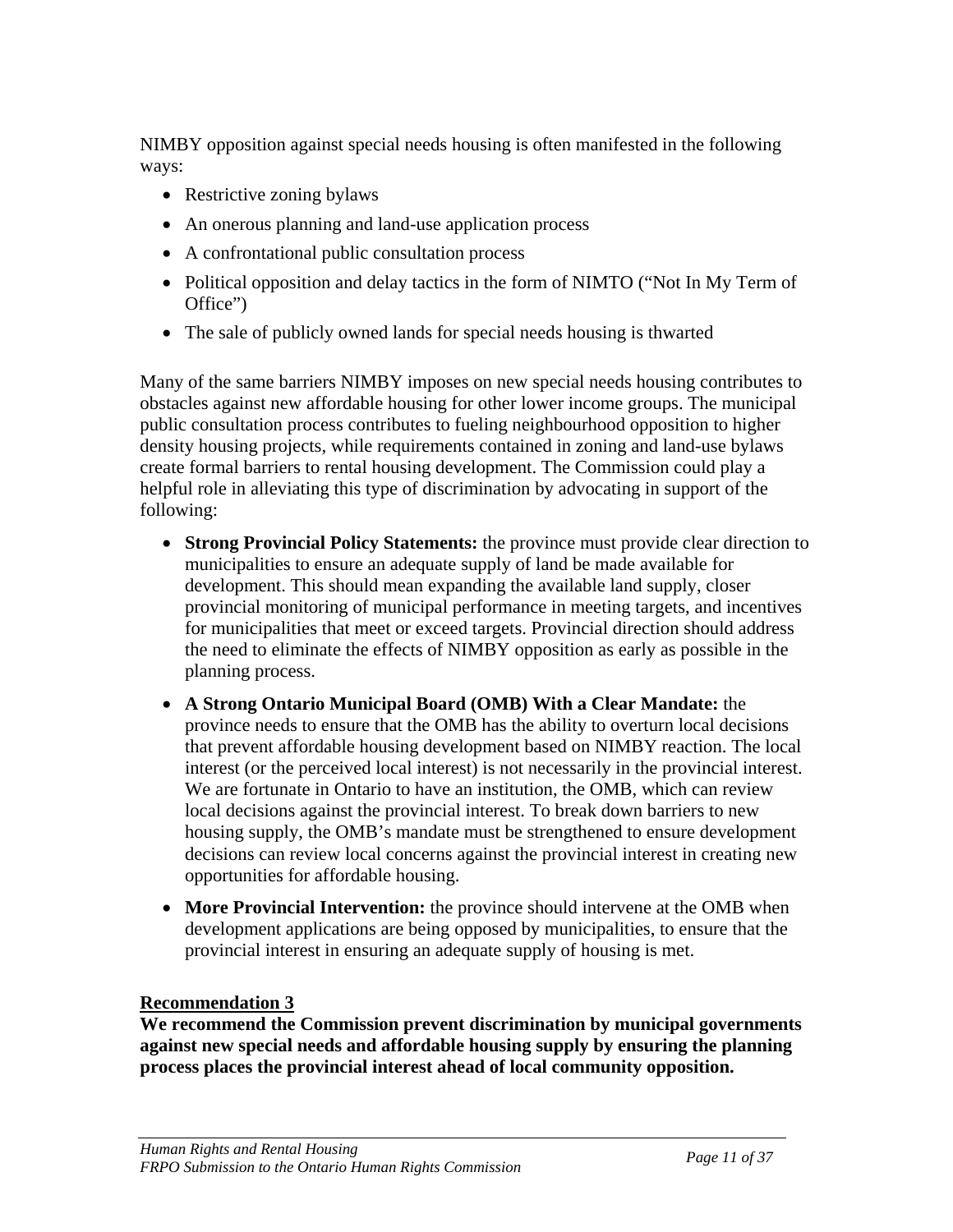NIMBY opposition against special needs housing is often manifested in the following ways:

- Restrictive zoning bylaws
- An onerous planning and land-use application process
- A confrontational public consultation process
- Political opposition and delay tactics in the form of NIMTO ("Not In My Term of Office")
- The sale of publicly owned lands for special needs housing is thwarted

Many of the same barriers NIMBY imposes on new special needs housing contributes to obstacles against new affordable housing for other lower income groups. The municipal public consultation process contributes to fueling neighbourhood opposition to higher density housing projects, while requirements contained in zoning and land-use bylaws create formal barriers to rental housing development. The Commission could play a helpful role in alleviating this type of discrimination by advocating in support of the following:

- **Strong Provincial Policy Statements:** the province must provide clear direction to municipalities to ensure an adequate supply of land be made available for development. This should mean expanding the available land supply, closer provincial monitoring of municipal performance in meeting targets, and incentives for municipalities that meet or exceed targets. Provincial direction should address the need to eliminate the effects of NIMBY opposition as early as possible in the planning process.
- **A Strong Ontario Municipal Board (OMB) With a Clear Mandate:** the province needs to ensure that the OMB has the ability to overturn local decisions that prevent affordable housing development based on NIMBY reaction. The local interest (or the perceived local interest) is not necessarily in the provincial interest. We are fortunate in Ontario to have an institution, the OMB, which can review local decisions against the provincial interest. To break down barriers to new housing supply, the OMB's mandate must be strengthened to ensure development decisions can review local concerns against the provincial interest in creating new opportunities for affordable housing.
- **More Provincial Intervention:** the province should intervene at the OMB when development applications are being opposed by municipalities, to ensure that the provincial interest in ensuring an adequate supply of housing is met.

**Recommendation 3**

**We recommend the Commission prevent discrimination by municipal governments against new special needs and affordable housing supply by ensuring the planning process places the provincial interest ahead of local community opposition.**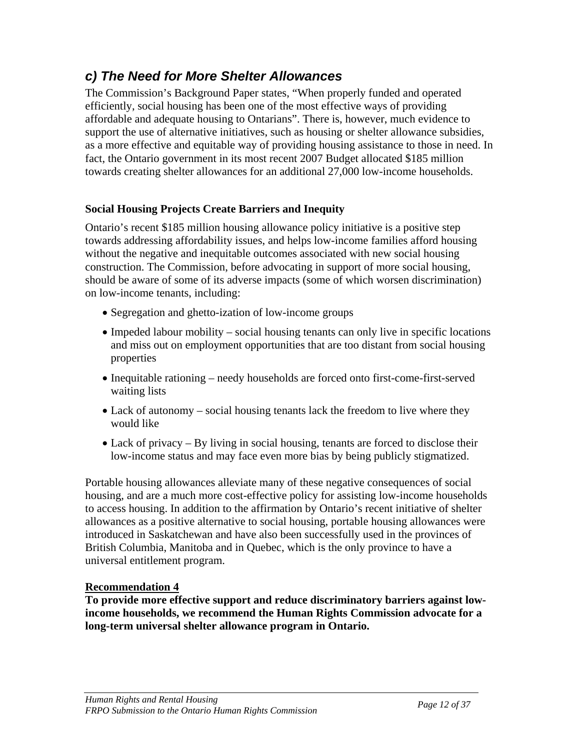## *c) The Need for More Shelter Allowances*

The Commission's Background Paper states, "When properly funded and operated efficiently, social housing has been one of the most effective ways of providing affordable and adequate housing to Ontarians". There is, however, much evidence to support the use of alternative initiatives, such as housing or shelter allowance subsidies, as a more effective and equitable way of providing housing assistance to those in need. In fact, the Ontario government in its most recent 2007 Budget allocated $185 million towards creating shelter allowances for an additional 27,000 low-income households.

### Social Housing Projects Create Barriers and Inequity

Ontario's recent $185 million housing allowance policy initiative is a positive step towards addressing affordability issues, and helps low-income families afford housing without the negative and inequitable outcomes associated with new social housing construction. The Commission, before advocating in support of more social housing, should be aware of some of its adverse impacts (some of which worsen discrimination) on low-income tenants, including:

- Segregation and ghetto-ization of low-income groups
- Impeded labour mobility – social housing tenants can only live in specific locations and miss out on employment opportunities that are too distant from social housing properties
- Inequitable rationing – needy households are forced onto first-come-first-served waiting lists
- Lack of autonomy – social housing tenants lack the freedom to live where they would like
- Lack of privacy – By living in social housing, tenants are forced to disclose their low-income status and may face even more bias by being publicly stigmatized.

Portable housing allowances alleviate many of these negative consequences of social housing, and are a much more cost-effective policy for assisting low-income households to access housing. In addition to the affirmation by Ontario's recent initiative of shelter allowances as a positive alternative to social housing, portable housing allowances were introduced in Saskatchewan and have also been successfully used in the provinces of British Columbia, Manitoba and in Quebec, which is the only province to have a universal entitlement program.

**Recommendation 4**

**To provide more effective support and reduce discriminatory barriers against low-income households, we recommend the Human Rights Commission advocate for a long-term universal shelter allowance program in Ontario.**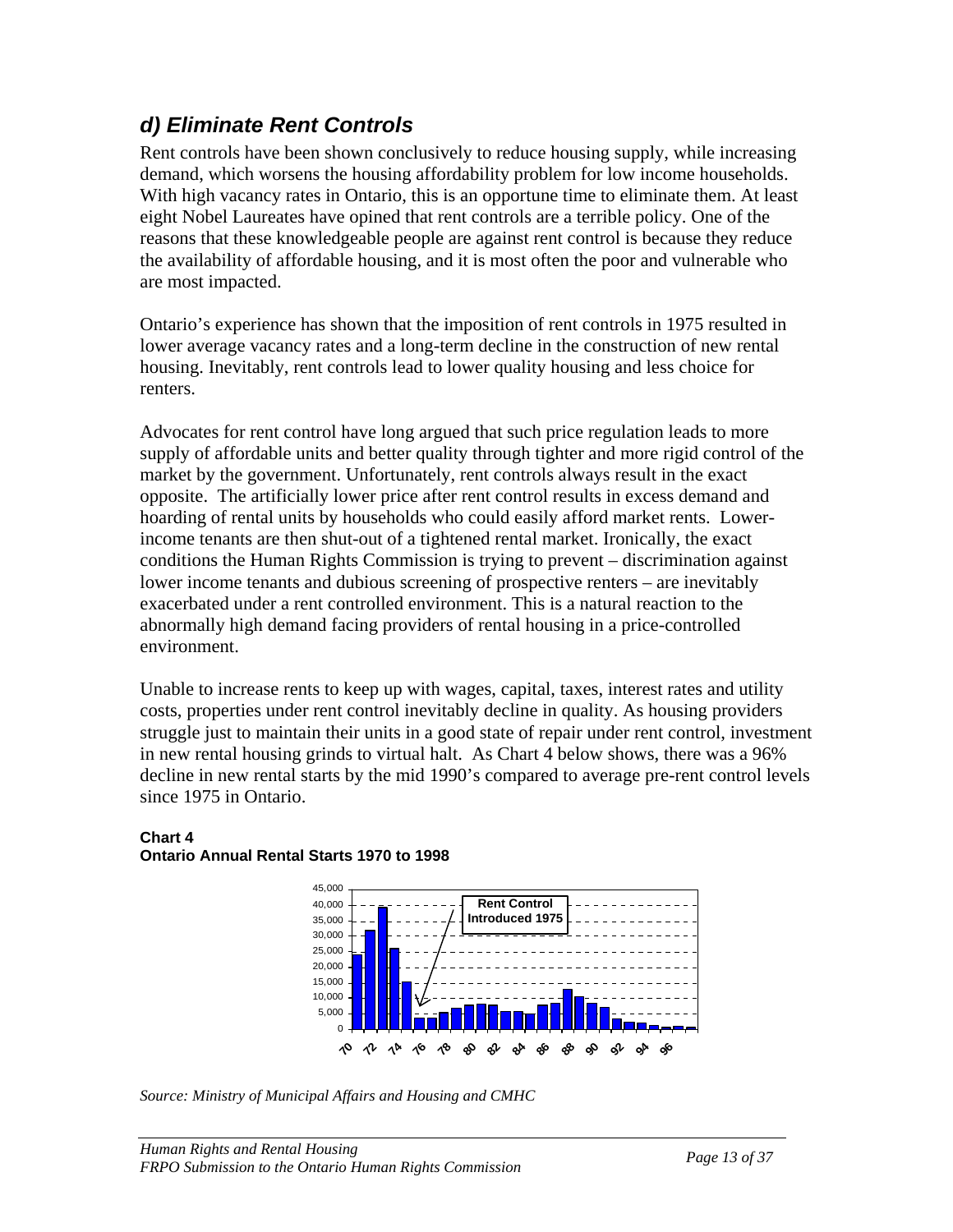## *d) Eliminate Rent Controls*

Rent controls have been shown conclusively to reduce housing supply, while increasing demand, which worsens the housing affordability problem for low income households. With high vacancy rates in Ontario, this is an opportune time to eliminate them. At least eight Nobel Laureates have opined that rent controls are a terrible policy. One of the reasons that these knowledgeable people are against rent control is because they reduce the availability of affordable housing, and it is most often the poor and vulnerable who are most impacted.

Ontario's experience has shown that the imposition of rent controls in 1975 resulted in lower average vacancy rates and a long-term decline in the construction of new rental housing. Inevitably, rent controls lead to lower quality housing and less choice for renters.

Advocates for rent control have long argued that such price regulation leads to more supply of affordable units and better quality through tighter and more rigid control of the market by the government. Unfortunately, rent controls always result in the exact opposite. The artificially lower price after rent control results in excess demand and hoarding of rental units by households who could easily afford market rents. Lower-income tenants are then shut-out of a tightened rental market. Ironically, the exact conditions the Human Rights Commission is trying to prevent – discrimination against lower income tenants and dubious screening of prospective renters – are inevitably exacerbated under a rent controlled environment. This is a natural reaction to the abnormally high demand facing providers of rental housing in a price-controlled environment.

Unable to increase rents to keep up with wages, capital, taxes, interest rates and utility costs, properties under rent control inevitably decline in quality. As housing providers struggle just to maintain their units in a good state of repair under rent control, investment in new rental housing grinds to virtual halt. As Chart 4 below shows, there was a 96% decline in new rental starts by the mid 1990's compared to average pre-rent control levels since 1975 in Ontario.

**Chart 4**
**Ontario Annual Rental Starts 1970 to 1998**

*Source: Ministry of Municipal Affairs and Housing and CMHC*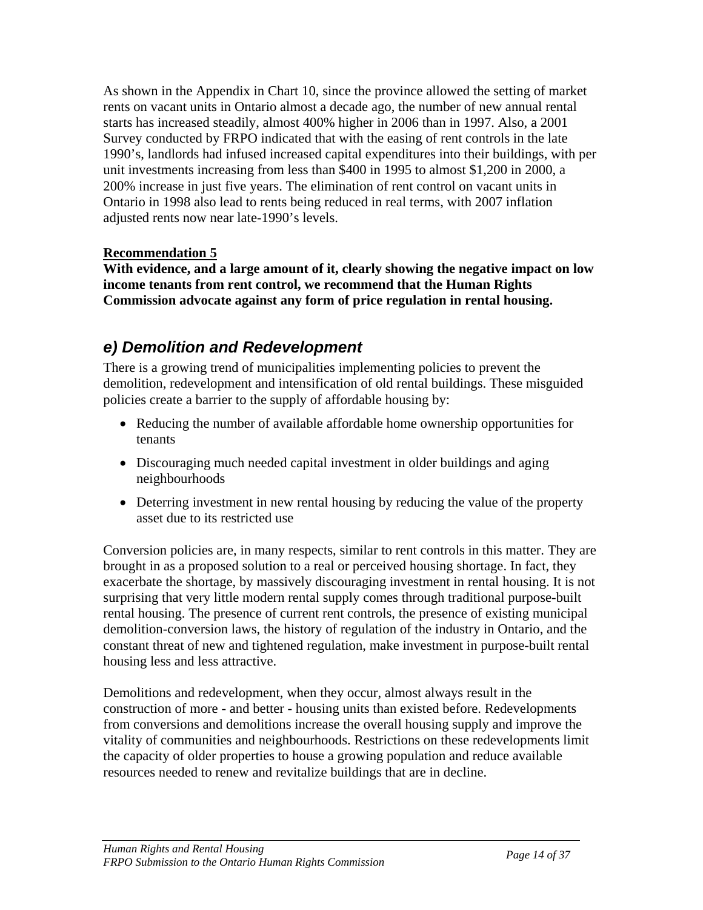As shown in the Appendix in Chart 10, since the province allowed the setting of market rents on vacant units in Ontario almost a decade ago, the number of new annual rental starts has increased steadily, almost 400% higher in 2006 than in 1997. Also, a 2001 Survey conducted by FRPO indicated that with the easing of rent controls in the late 1990's, landlords had infused increased capital expenditures into their buildings, with per unit investments increasing from less than $400 in 1995 to almost $1,200 in 2000, a 200% increase in just five years. The elimination of rent control on vacant units in Ontario in 1998 also lead to rents being reduced in real terms, with 2007 inflation adjusted rents now near late-1990's levels.

**Recommendation 5**

**With evidence, and a large amount of it, clearly showing the negative impact on low income tenants from rent control, we recommend that the Human Rights Commission advocate against any form of price regulation in rental housing.**

## *e) Demolition and Redevelopment*

There is a growing trend of municipalities implementing policies to prevent the demolition, redevelopment and intensification of old rental buildings. These misguided policies create a barrier to the supply of affordable housing by:

- Reducing the number of available affordable home ownership opportunities for tenants
- Discouraging much needed capital investment in older buildings and aging neighbourhoods
- Deterring investment in new rental housing by reducing the value of the property asset due to its restricted use

Conversion policies are, in many respects, similar to rent controls in this matter. They are brought in as a proposed solution to a real or perceived housing shortage. In fact, they exacerbate the shortage, by massively discouraging investment in rental housing. It is not surprising that very little modern rental supply comes through traditional purpose-built rental housing. The presence of current rent controls, the presence of existing municipal demolition-conversion laws, the history of regulation of the industry in Ontario, and the constant threat of new and tightened regulation, make investment in purpose-built rental housing less and less attractive.

Demolitions and redevelopment, when they occur, almost always result in the construction of more - and better - housing units than existed before. Redevelopments from conversions and demolitions increase the overall housing supply and improve the vitality of communities and neighbourhoods. Restrictions on these redevelopments limit the capacity of older properties to house a growing population and reduce available resources needed to renew and revitalize buildings that are in decline.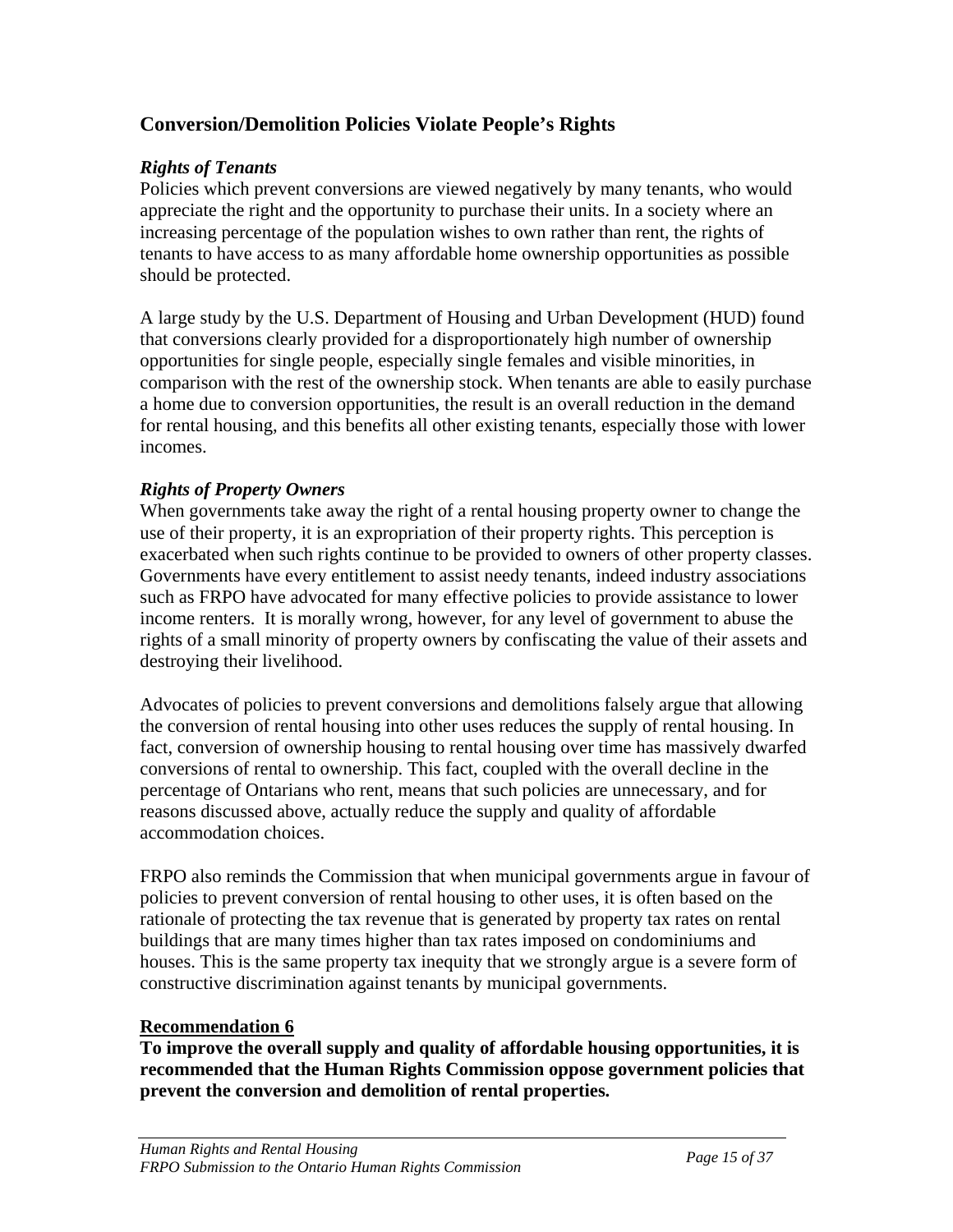## Conversion/Demolition Policies Violate People's Rights

### *Rights of Tenants*

Policies which prevent conversions are viewed negatively by many tenants, who would appreciate the right and the opportunity to purchase their units. In a society where an increasing percentage of the population wishes to own rather than rent, the rights of tenants to have access to as many affordable home ownership opportunities as possible should be protected.

A large study by the U.S. Department of Housing and Urban Development (HUD) found that conversions clearly provided for a disproportionately high number of ownership opportunities for single people, especially single females and visible minorities, in comparison with the rest of the ownership stock. When tenants are able to easily purchase a home due to conversion opportunities, the result is an overall reduction in the demand for rental housing, and this benefits all other existing tenants, especially those with lower incomes.

### *Rights of Property Owners*

When governments take away the right of a rental housing property owner to change the use of their property, it is an expropriation of their property rights. This perception is exacerbated when such rights continue to be provided to owners of other property classes. Governments have every entitlement to assist needy tenants, indeed industry associations such as FRPO have advocated for many effective policies to provide assistance to lower income renters. It is morally wrong, however, for any level of government to abuse the rights of a small minority of property owners by confiscating the value of their assets and destroying their livelihood.

Advocates of policies to prevent conversions and demolitions falsely argue that allowing the conversion of rental housing into other uses reduces the supply of rental housing. In fact, conversion of ownership housing to rental housing over time has massively dwarfed conversions of rental to ownership. This fact, coupled with the overall decline in the percentage of Ontarians who rent, means that such policies are unnecessary, and for reasons discussed above, actually reduce the supply and quality of affordable accommodation choices.

FRPO also reminds the Commission that when municipal governments argue in favour of policies to prevent conversion of rental housing to other uses, it is often based on the rationale of protecting the tax revenue that is generated by property tax rates on rental buildings that are many times higher than tax rates imposed on condominiums and houses. This is the same property tax inequity that we strongly argue is a severe form of constructive discrimination against tenants by municipal governments.

**Recommendation 6**

**To improve the overall supply and quality of affordable housing opportunities, it is recommended that the Human Rights Commission oppose government policies that prevent the conversion and demolition of rental properties.**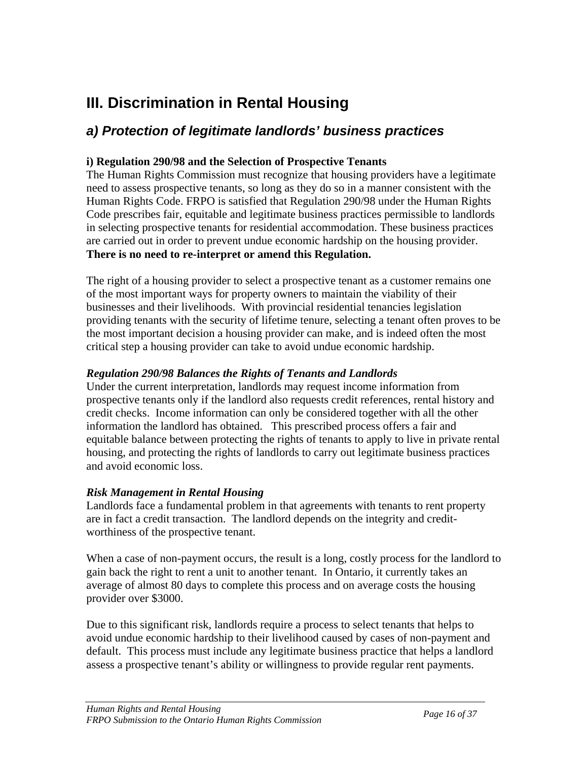# III. Discrimination in Rental Housing

## *a) Protection of legitimate landlords' business practices*

### i) Regulation 290/98 and the Selection of Prospective Tenants

The Human Rights Commission must recognize that housing providers have a legitimate need to assess prospective tenants, so long as they do so in a manner consistent with the Human Rights Code. FRPO is satisfied that Regulation 290/98 under the Human Rights Code prescribes fair, equitable and legitimate business practices permissible to landlords in selecting prospective tenants for residential accommodation. These business practices are carried out in order to prevent undue economic hardship on the housing provider. **There is no need to re-interpret or amend this Regulation.**

The right of a housing provider to select a prospective tenant as a customer remains one of the most important ways for property owners to maintain the viability of their businesses and their livelihoods. With provincial residential tenancies legislation providing tenants with the security of lifetime tenure, selecting a tenant often proves to be the most important decision a housing provider can make, and is indeed often the most critical step a housing provider can take to avoid undue economic hardship.

***Regulation 290/98 Balances the Rights of Tenants and Landlords***

Under the current interpretation, landlords may request income information from prospective tenants only if the landlord also requests credit references, rental history and credit checks. Income information can only be considered together with all the other information the landlord has obtained. This prescribed process offers a fair and equitable balance between protecting the rights of tenants to apply to live in private rental housing, and protecting the rights of landlords to carry out legitimate business practices and avoid economic loss.

***Risk Management in Rental Housing***

Landlords face a fundamental problem in that agreements with tenants to rent property are in fact a credit transaction. The landlord depends on the integrity and credit-worthiness of the prospective tenant.

When a case of non-payment occurs, the result is a long, costly process for the landlord to gain back the right to rent a unit to another tenant. In Ontario, it currently takes an average of almost 80 days to complete this process and on average costs the housing provider over $3000.

Due to this significant risk, landlords require a process to select tenants that helps to avoid undue economic hardship to their livelihood caused by cases of non-payment and default. This process must include any legitimate business practice that helps a landlord assess a prospective tenant's ability or willingness to provide regular rent payments.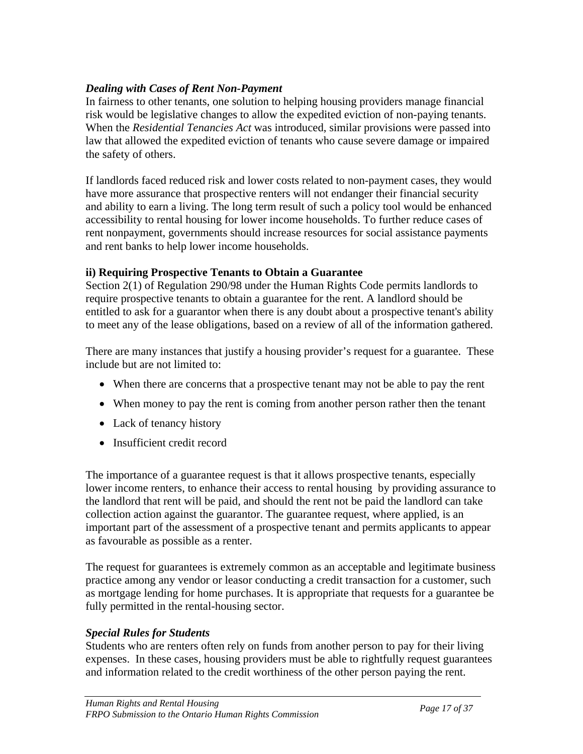### *Dealing with Cases of Rent Non-Payment*

In fairness to other tenants, one solution to helping housing providers manage financial risk would be legislative changes to allow the expedited eviction of non-paying tenants. When the *Residential Tenancies Act* was introduced, similar provisions were passed into law that allowed the expedited eviction of tenants who cause severe damage or impaired the safety of others.

If landlords faced reduced risk and lower costs related to non-payment cases, they would have more assurance that prospective renters will not endanger their financial security and ability to earn a living. The long term result of such a policy tool would be enhanced accessibility to rental housing for lower income households. To further reduce cases of rent nonpayment, governments should increase resources for social assistance payments and rent banks to help lower income households.

### ii) Requiring Prospective Tenants to Obtain a Guarantee

Section 2(1) of Regulation 290/98 under the Human Rights Code permits landlords to require prospective tenants to obtain a guarantee for the rent. A landlord should be entitled to ask for a guarantor when there is any doubt about a prospective tenant's ability to meet any of the lease obligations, based on a review of all of the information gathered.

There are many instances that justify a housing provider’s request for a guarantee. These include but are not limited to:

- When there are concerns that a prospective tenant may not be able to pay the rent
- When money to pay the rent is coming from another person rather then the tenant
- Lack of tenancy history
- Insufficient credit record

The importance of a guarantee request is that it allows prospective tenants, especially lower income renters, to enhance their access to rental housing by providing assurance to the landlord that rent will be paid, and should the rent not be paid the landlord can take collection action against the guarantor. The guarantee request, where applied, is an important part of the assessment of a prospective tenant and permits applicants to appear as favourable as possible as a renter.

The request for guarantees is extremely common as an acceptable and legitimate business practice among any vendor or leasor conducting a credit transaction for a customer, such as mortgage lending for home purchases. It is appropriate that requests for a guarantee be fully permitted in the rental-housing sector.

### *Special Rules for Students*

Students who are renters often rely on funds from another person to pay for their living expenses. In these cases, housing providers must be able to rightfully request guarantees and information related to the credit worthiness of the other person paying the rent.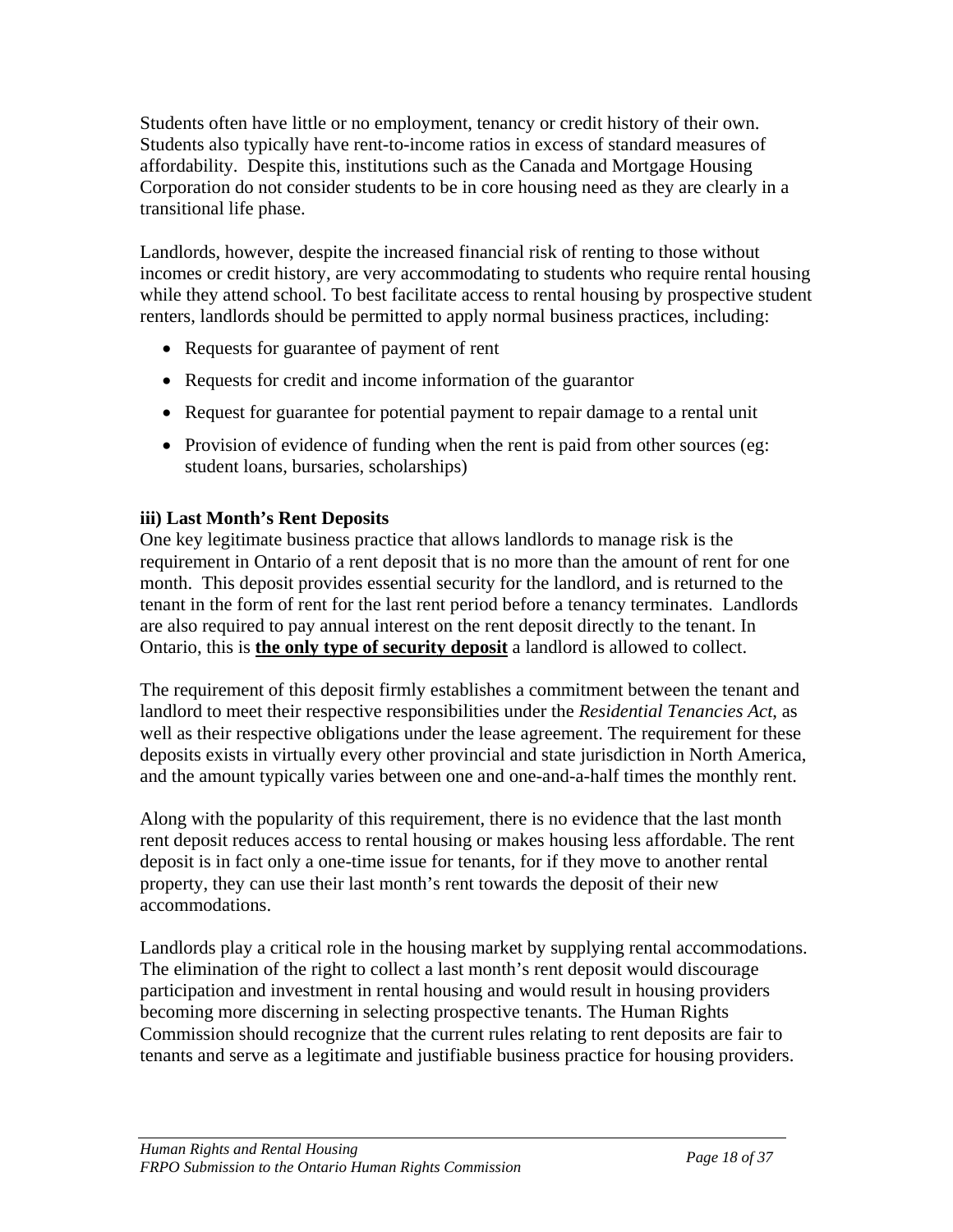Students often have little or no employment, tenancy or credit history of their own. Students also typically have rent-to-income ratios in excess of standard measures of affordability. Despite this, institutions such as the Canada and Mortgage Housing Corporation do not consider students to be in core housing need as they are clearly in a transitional life phase.

Landlords, however, despite the increased financial risk of renting to those without incomes or credit history, are very accommodating to students who require rental housing while they attend school. To best facilitate access to rental housing by prospective student renters, landlords should be permitted to apply normal business practices, including:

- Requests for guarantee of payment of rent
- Requests for credit and income information of the guarantor
- Request for guarantee for potential payment to repair damage to a rental unit
- Provision of evidence of funding when the rent is paid from other sources (eg: student loans, bursaries, scholarships)

### iii) Last Month's Rent Deposits

One key legitimate business practice that allows landlords to manage risk is the requirement in Ontario of a rent deposit that is no more than the amount of rent for one month. This deposit provides essential security for the landlord, and is returned to the tenant in the form of rent for the last rent period before a tenancy terminates. Landlords are also required to pay annual interest on the rent deposit directly to the tenant. In Ontario, this is **the only type of security deposit** a landlord is allowed to collect.

The requirement of this deposit firmly establishes a commitment between the tenant and landlord to meet their respective responsibilities under the *Residential Tenancies Act*, as well as their respective obligations under the lease agreement. The requirement for these deposits exists in virtually every other provincial and state jurisdiction in North America, and the amount typically varies between one and one-and-a-half times the monthly rent.

Along with the popularity of this requirement, there is no evidence that the last month rent deposit reduces access to rental housing or makes housing less affordable. The rent deposit is in fact only a one-time issue for tenants, for if they move to another rental property, they can use their last month's rent towards the deposit of their new accommodations.

Landlords play a critical role in the housing market by supplying rental accommodations. The elimination of the right to collect a last month's rent deposit would discourage participation and investment in rental housing and would result in housing providers becoming more discerning in selecting prospective tenants. The Human Rights Commission should recognize that the current rules relating to rent deposits are fair to tenants and serve as a legitimate and justifiable business practice for housing providers.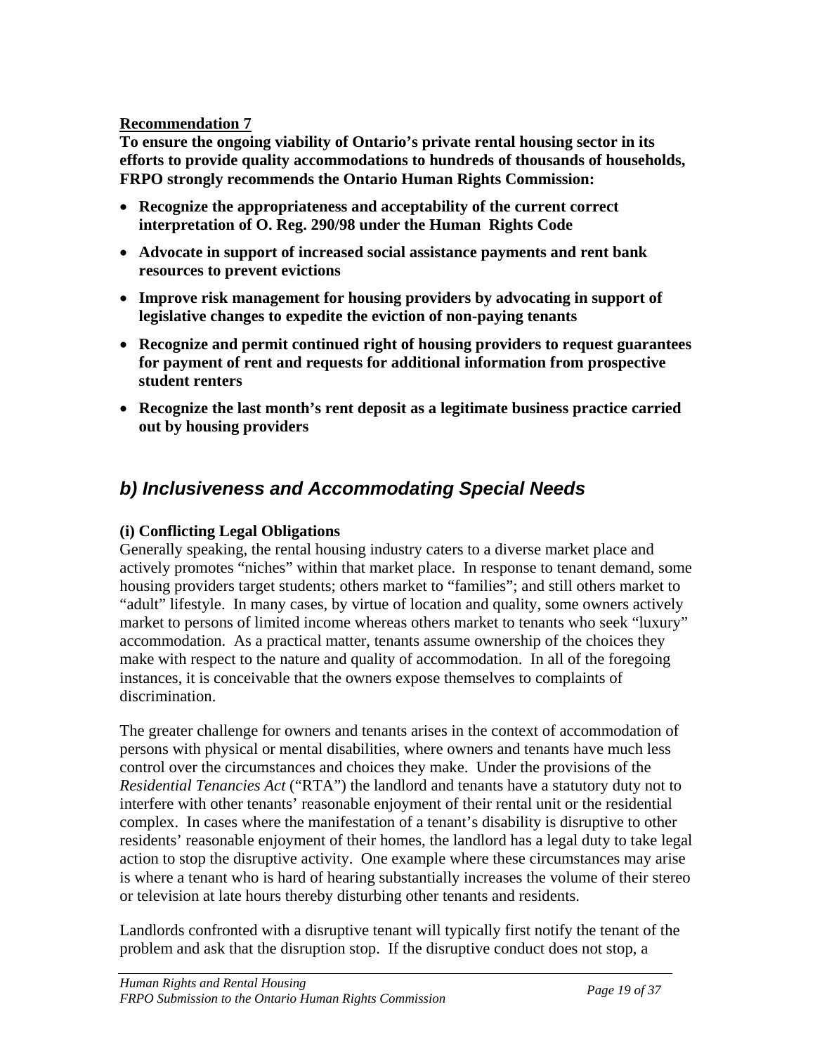**Recommendation 7**

**To ensure the ongoing viability of Ontario's private rental housing sector in its efforts to provide quality accommodations to hundreds of thousands of households, FRPO strongly recommends the Ontario Human Rights Commission:**

- **Recognize the appropriateness and acceptability of the current correct interpretation of O. Reg. 290/98 under the Human Rights Code**
- **Advocate in support of increased social assistance payments and rent bank resources to prevent evictions**
- **Improve risk management for housing providers by advocating in support of legislative changes to expedite the eviction of non-paying tenants**
- **Recognize and permit continued right of housing providers to request guarantees for payment of rent and requests for additional information from prospective student renters**
- **Recognize the last month's rent deposit as a legitimate business practice carried out by housing providers**

## *b) Inclusiveness and Accommodating Special Needs*

### (i) Conflicting Legal Obligations

Generally speaking, the rental housing industry caters to a diverse market place and actively promotes "niches" within that market place. In response to tenant demand, some housing providers target students; others market to "families"; and still others market to "adult" lifestyle. In many cases, by virtue of location and quality, some owners actively market to persons of limited income whereas others market to tenants who seek "luxury" accommodation. As a practical matter, tenants assume ownership of the choices they make with respect to the nature and quality of accommodation. In all of the foregoing instances, it is conceivable that the owners expose themselves to complaints of discrimination.

The greater challenge for owners and tenants arises in the context of accommodation of persons with physical or mental disabilities, where owners and tenants have much less control over the circumstances and choices they make. Under the provisions of the *Residential Tenancies Act* ("RTA") the landlord and tenants have a statutory duty not to interfere with other tenants' reasonable enjoyment of their rental unit or the residential complex. In cases where the manifestation of a tenant's disability is disruptive to other residents' reasonable enjoyment of their homes, the landlord has a legal duty to take legal action to stop the disruptive activity. One example where these circumstances may arise is where a tenant who is hard of hearing substantially increases the volume of their stereo or television at late hours thereby disturbing other tenants and residents.

Landlords confronted with a disruptive tenant will typically first notify the tenant of the problem and ask that the disruption stop. If the disruptive conduct does not stop, a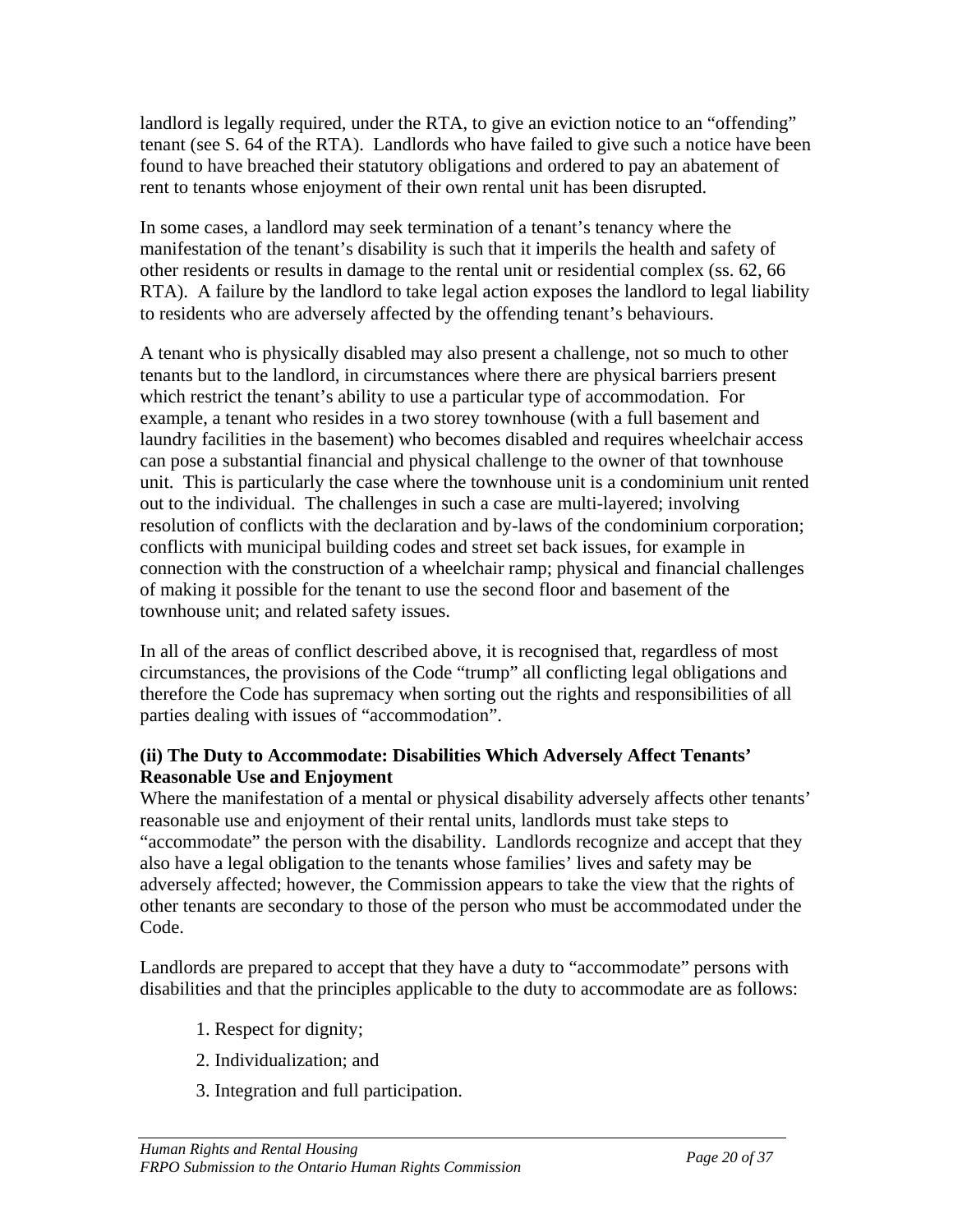landlord is legally required, under the RTA, to give an eviction notice to an "offending" tenant (see S. 64 of the RTA). Landlords who have failed to give such a notice have been found to have breached their statutory obligations and ordered to pay an abatement of rent to tenants whose enjoyment of their own rental unit has been disrupted.

In some cases, a landlord may seek termination of a tenant's tenancy where the manifestation of the tenant's disability is such that it imperils the health and safety of other residents or results in damage to the rental unit or residential complex (ss. 62, 66 RTA). A failure by the landlord to take legal action exposes the landlord to legal liability to residents who are adversely affected by the offending tenant's behaviours.

A tenant who is physically disabled may also present a challenge, not so much to other tenants but to the landlord, in circumstances where there are physical barriers present which restrict the tenant's ability to use a particular type of accommodation. For example, a tenant who resides in a two storey townhouse (with a full basement and laundry facilities in the basement) who becomes disabled and requires wheelchair access can pose a substantial financial and physical challenge to the owner of that townhouse unit. This is particularly the case where the townhouse unit is a condominium unit rented out to the individual. The challenges in such a case are multi-layered; involving resolution of conflicts with the declaration and by-laws of the condominium corporation; conflicts with municipal building codes and street set back issues, for example in connection with the construction of a wheelchair ramp; physical and financial challenges of making it possible for the tenant to use the second floor and basement of the townhouse unit; and related safety issues.

In all of the areas of conflict described above, it is recognised that, regardless of most circumstances, the provisions of the Code "trump" all conflicting legal obligations and therefore the Code has supremacy when sorting out the rights and responsibilities of all parties dealing with issues of "accommodation".

**(ii) The Duty to Accommodate: Disabilities Which Adversely Affect Tenants' Reasonable Use and Enjoyment**

Where the manifestation of a mental or physical disability adversely affects other tenants' reasonable use and enjoyment of their rental units, landlords must take steps to "accommodate" the person with the disability. Landlords recognize and accept that they also have a legal obligation to the tenants whose families' lives and safety may be adversely affected; however, the Commission appears to take the view that the rights of other tenants are secondary to those of the person who must be accommodated under the Code.

Landlords are prepared to accept that they have a duty to "accommodate" persons with disabilities and that the principles applicable to the duty to accommodate are as follows:

1. Respect for dignity;
2. Individualization; and
3. Integration and full participation.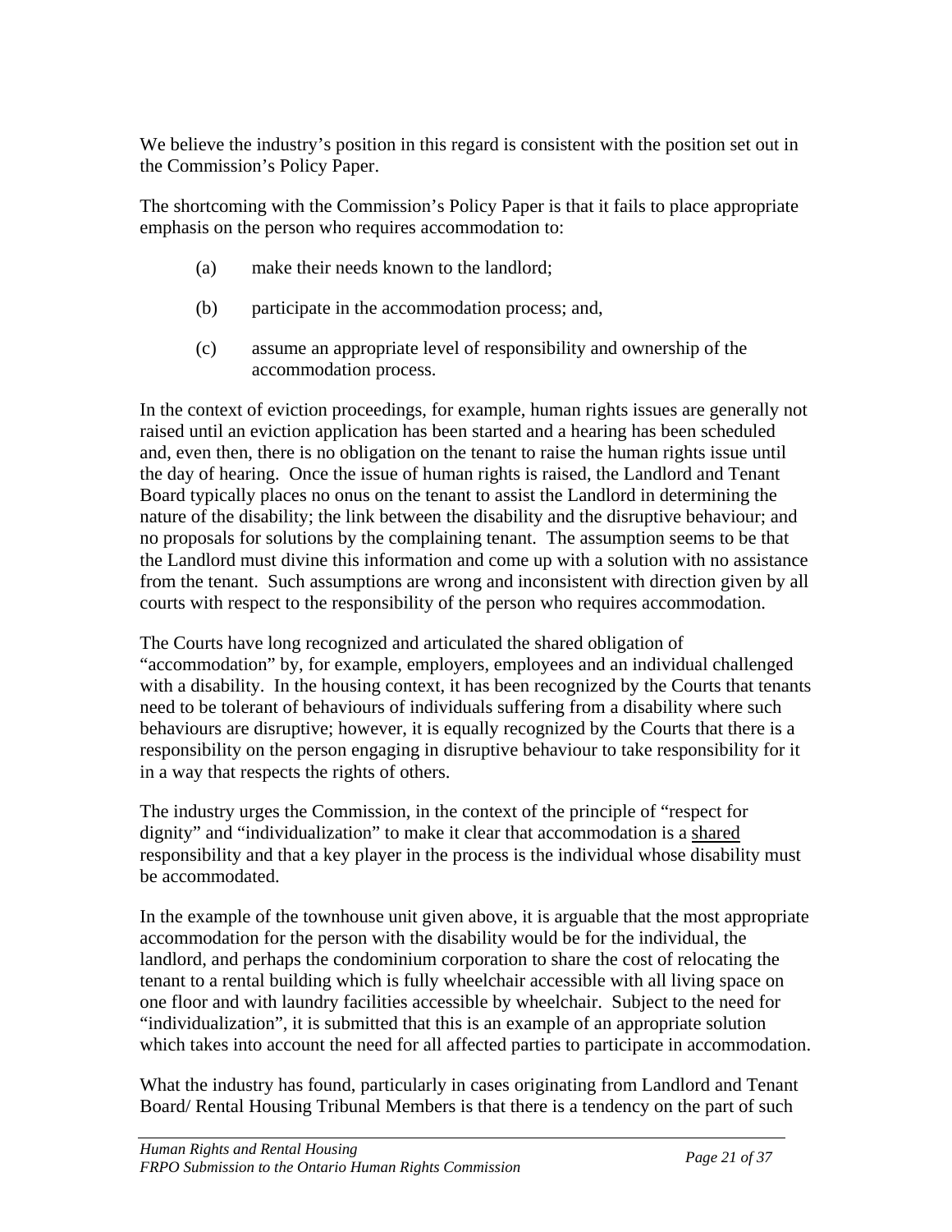We believe the industry's position in this regard is consistent with the position set out in the Commission's Policy Paper.

The shortcoming with the Commission's Policy Paper is that it fails to place appropriate emphasis on the person who requires accommodation to:

(a) make their needs known to the landlord;

(b) participate in the accommodation process; and,

(c) assume an appropriate level of responsibility and ownership of the accommodation process.

In the context of eviction proceedings, for example, human rights issues are generally not raised until an eviction application has been started and a hearing has been scheduled and, even then, there is no obligation on the tenant to raise the human rights issue until the day of hearing. Once the issue of human rights is raised, the Landlord and Tenant Board typically places no onus on the tenant to assist the Landlord in determining the nature of the disability; the link between the disability and the disruptive behaviour; and no proposals for solutions by the complaining tenant. The assumption seems to be that the Landlord must divine this information and come up with a solution with no assistance from the tenant. Such assumptions are wrong and inconsistent with direction given by all courts with respect to the responsibility of the person who requires accommodation.

The Courts have long recognized and articulated the shared obligation of "accommodation" by, for example, employers, employees and an individual challenged with a disability. In the housing context, it has been recognized by the Courts that tenants need to be tolerant of behaviours of individuals suffering from a disability where such behaviours are disruptive; however, it is equally recognized by the Courts that there is a responsibility on the person engaging in disruptive behaviour to take responsibility for it in a way that respects the rights of others.

The industry urges the Commission, in the context of the principle of "respect for dignity" and "individualization" to make it clear that accommodation is a <u>shared</u> responsibility and that a key player in the process is the individual whose disability must be accommodated.

In the example of the townhouse unit given above, it is arguable that the most appropriate accommodation for the person with the disability would be for the individual, the landlord, and perhaps the condominium corporation to share the cost of relocating the tenant to a rental building which is fully wheelchair accessible with all living space on one floor and with laundry facilities accessible by wheelchair. Subject to the need for "individualization", it is submitted that this is an example of an appropriate solution which takes into account the need for all affected parties to participate in accommodation.

What the industry has found, particularly in cases originating from Landlord and Tenant Board/ Rental Housing Tribunal Members is that there is a tendency on the part of such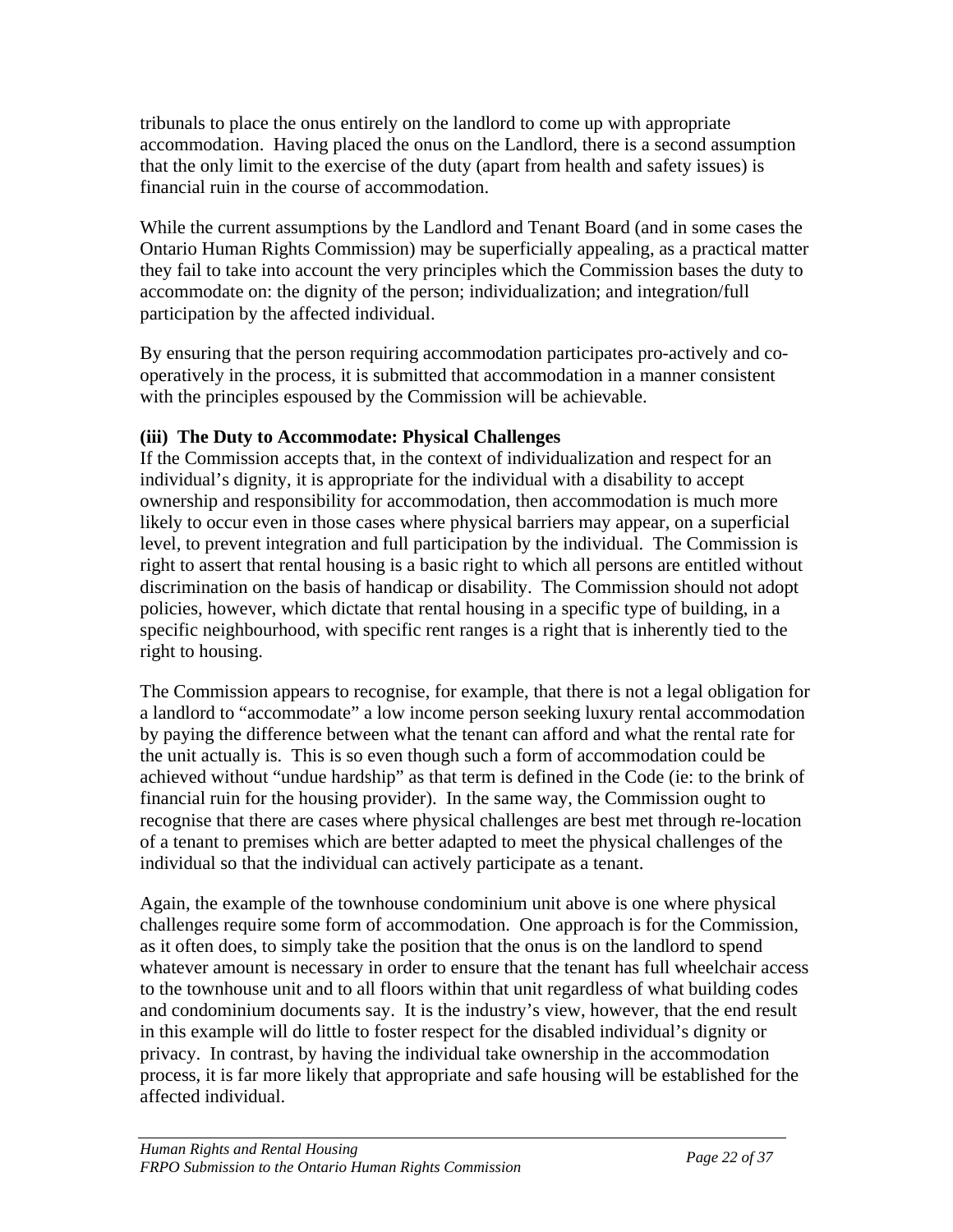tribunals to place the onus entirely on the landlord to come up with appropriate accommodation. Having placed the onus on the Landlord, there is a second assumption that the only limit to the exercise of the duty (apart from health and safety issues) is financial ruin in the course of accommodation.

While the current assumptions by the Landlord and Tenant Board (and in some cases the Ontario Human Rights Commission) may be superficially appealing, as a practical matter they fail to take into account the very principles which the Commission bases the duty to accommodate on: the dignity of the person; individualization; and integration/full participation by the affected individual.

By ensuring that the person requiring accommodation participates pro-actively and co-operatively in the process, it is submitted that accommodation in a manner consistent with the principles espoused by the Commission will be achievable.

**(iii) The Duty to Accommodate: Physical Challenges**

If the Commission accepts that, in the context of individualization and respect for an individual's dignity, it is appropriate for the individual with a disability to accept ownership and responsibility for accommodation, then accommodation is much more likely to occur even in those cases where physical barriers may appear, on a superficial level, to prevent integration and full participation by the individual. The Commission is right to assert that rental housing is a basic right to which all persons are entitled without discrimination on the basis of handicap or disability. The Commission should not adopt policies, however, which dictate that rental housing in a specific type of building, in a specific neighbourhood, with specific rent ranges is a right that is inherently tied to the right to housing.

The Commission appears to recognise, for example, that there is not a legal obligation for a landlord to "accommodate" a low income person seeking luxury rental accommodation by paying the difference between what the tenant can afford and what the rental rate for the unit actually is. This is so even though such a form of accommodation could be achieved without "undue hardship" as that term is defined in the Code (ie: to the brink of financial ruin for the housing provider). In the same way, the Commission ought to recognise that there are cases where physical challenges are best met through re-location of a tenant to premises which are better adapted to meet the physical challenges of the individual so that the individual can actively participate as a tenant.

Again, the example of the townhouse condominium unit above is one where physical challenges require some form of accommodation. One approach is for the Commission, as it often does, to simply take the position that the onus is on the landlord to spend whatever amount is necessary in order to ensure that the tenant has full wheelchair access to the townhouse unit and to all floors within that unit regardless of what building codes and condominium documents say. It is the industry's view, however, that the end result in this example will do little to foster respect for the disabled individual's dignity or privacy. In contrast, by having the individual take ownership in the accommodation process, it is far more likely that appropriate and safe housing will be established for the affected individual.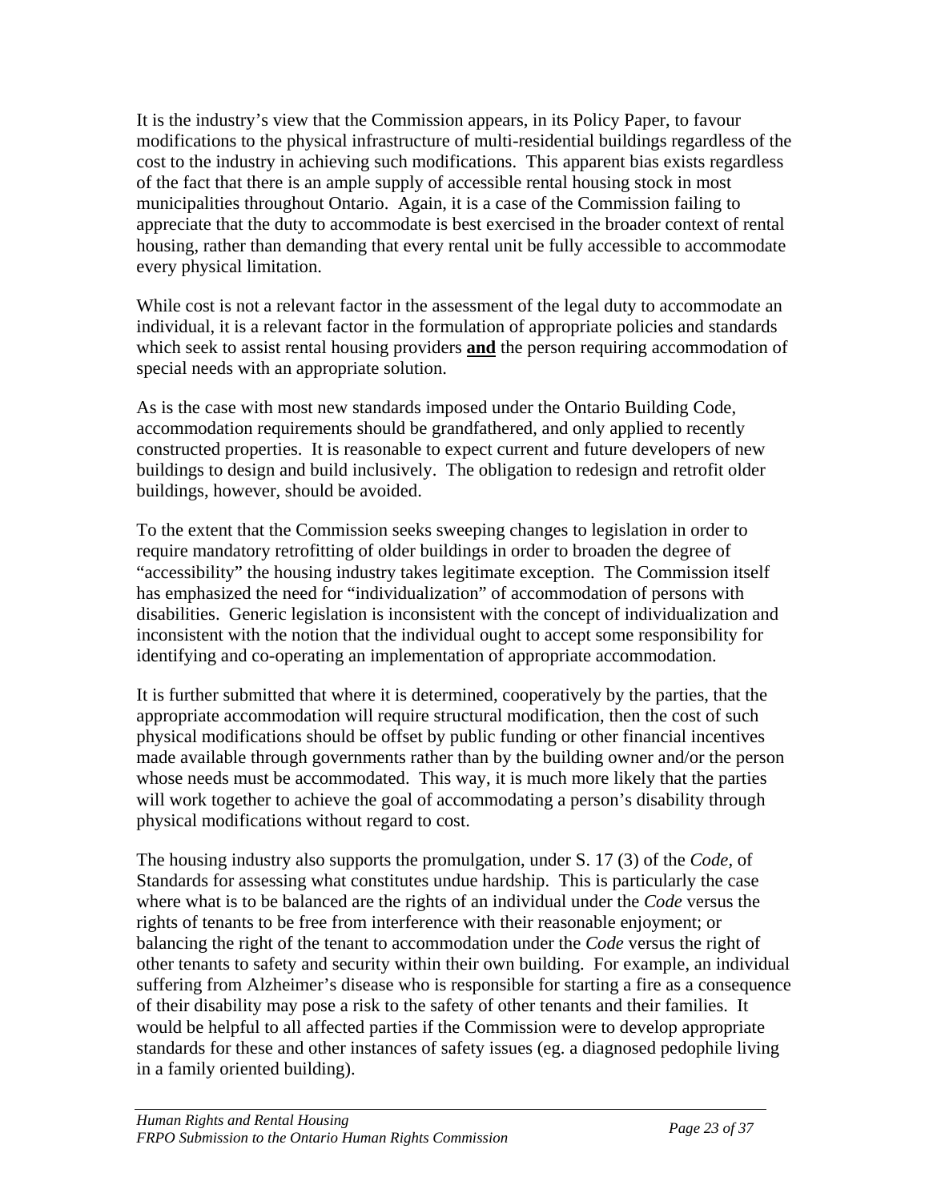It is the industry's view that the Commission appears, in its Policy Paper, to favour modifications to the physical infrastructure of multi-residential buildings regardless of the cost to the industry in achieving such modifications. This apparent bias exists regardless of the fact that there is an ample supply of accessible rental housing stock in most municipalities throughout Ontario. Again, it is a case of the Commission failing to appreciate that the duty to accommodate is best exercised in the broader context of rental housing, rather than demanding that every rental unit be fully accessible to accommodate every physical limitation.

While cost is not a relevant factor in the assessment of the legal duty to accommodate an individual, it is a relevant factor in the formulation of appropriate policies and standards which seek to assist rental housing providers **and** the person requiring accommodation of special needs with an appropriate solution.

As is the case with most new standards imposed under the Ontario Building Code, accommodation requirements should be grandfathered, and only applied to recently constructed properties. It is reasonable to expect current and future developers of new buildings to design and build inclusively. The obligation to redesign and retrofit older buildings, however, should be avoided.

To the extent that the Commission seeks sweeping changes to legislation in order to require mandatory retrofitting of older buildings in order to broaden the degree of "accessibility" the housing industry takes legitimate exception. The Commission itself has emphasized the need for "individualization" of accommodation of persons with disabilities. Generic legislation is inconsistent with the concept of individualization and inconsistent with the notion that the individual ought to accept some responsibility for identifying and co-operating an implementation of appropriate accommodation.

It is further submitted that where it is determined, cooperatively by the parties, that the appropriate accommodation will require structural modification, then the cost of such physical modifications should be offset by public funding or other financial incentives made available through governments rather than by the building owner and/or the person whose needs must be accommodated. This way, it is much more likely that the parties will work together to achieve the goal of accommodating a person's disability through physical modifications without regard to cost.

The housing industry also supports the promulgation, under S. 17 (3) of the *Code*, of Standards for assessing what constitutes undue hardship. This is particularly the case where what is to be balanced are the rights of an individual under the *Code* versus the rights of tenants to be free from interference with their reasonable enjoyment; or balancing the right of the tenant to accommodation under the *Code* versus the right of other tenants to safety and security within their own building. For example, an individual suffering from Alzheimer's disease who is responsible for starting a fire as a consequence of their disability may pose a risk to the safety of other tenants and their families. It would be helpful to all affected parties if the Commission were to develop appropriate standards for these and other instances of safety issues (eg. a diagnosed pedophile living in a family oriented building).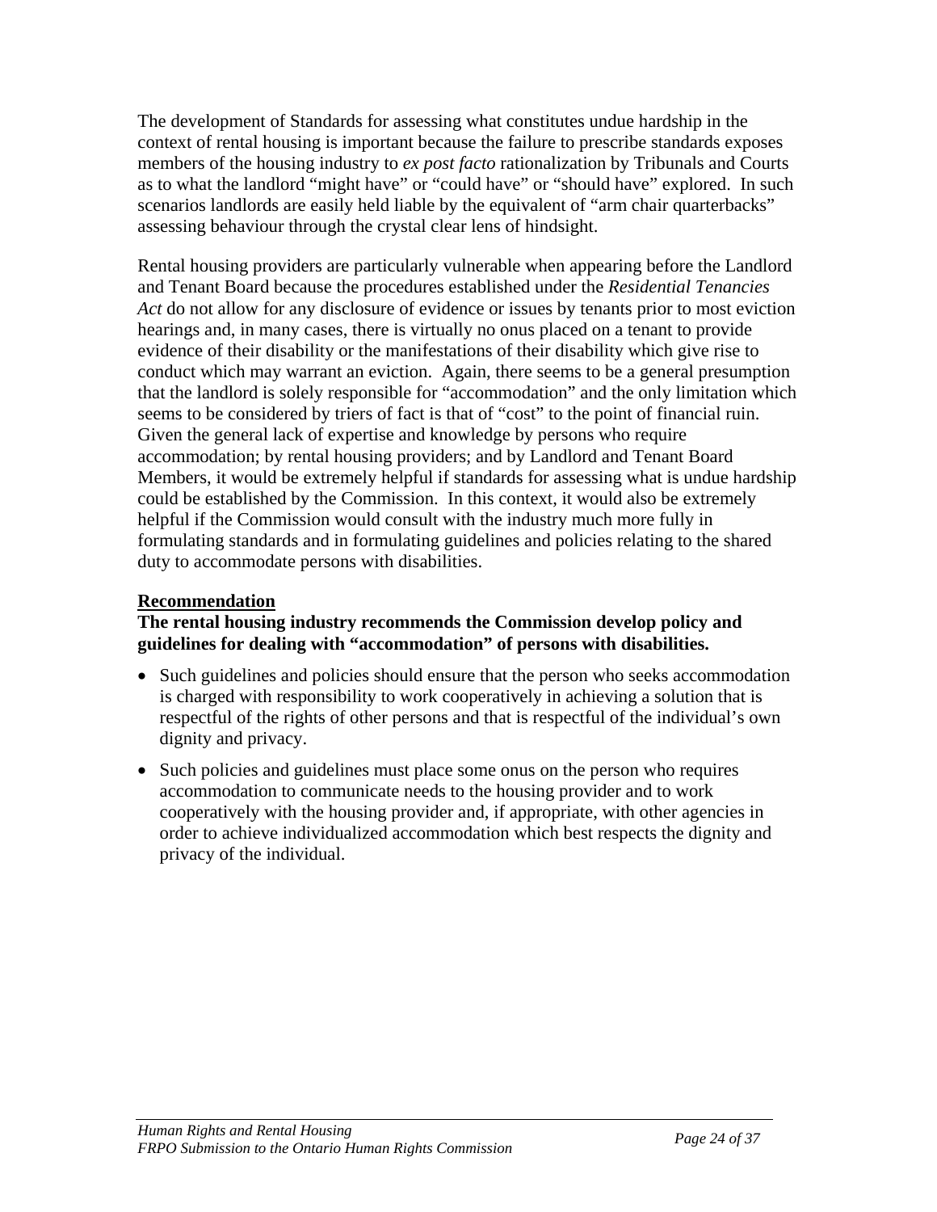The development of Standards for assessing what constitutes undue hardship in the context of rental housing is important because the failure to prescribe standards exposes members of the housing industry to *ex post facto* rationalization by Tribunals and Courts as to what the landlord "might have" or "could have" or "should have" explored. In such scenarios landlords are easily held liable by the equivalent of "arm chair quarterbacks" assessing behaviour through the crystal clear lens of hindsight.

Rental housing providers are particularly vulnerable when appearing before the Landlord and Tenant Board because the procedures established under the *Residential Tenancies Act* do not allow for any disclosure of evidence or issues by tenants prior to most eviction hearings and, in many cases, there is virtually no onus placed on a tenant to provide evidence of their disability or the manifestations of their disability which give rise to conduct which may warrant an eviction. Again, there seems to be a general presumption that the landlord is solely responsible for "accommodation" and the only limitation which seems to be considered by triers of fact is that of "cost" to the point of financial ruin. Given the general lack of expertise and knowledge by persons who require accommodation; by rental housing providers; and by Landlord and Tenant Board Members, it would be extremely helpful if standards for assessing what is undue hardship could be established by the Commission. In this context, it would also be extremely helpful if the Commission would consult with the industry much more fully in formulating standards and in formulating guidelines and policies relating to the shared duty to accommodate persons with disabilities.

**Recommendation**

**The rental housing industry recommends the Commission develop policy and guidelines for dealing with "accommodation" of persons with disabilities.**

- Such guidelines and policies should ensure that the person who seeks accommodation is charged with responsibility to work cooperatively in achieving a solution that is respectful of the rights of other persons and that is respectful of the individual's own dignity and privacy.
- Such policies and guidelines must place some onus on the person who requires accommodation to communicate needs to the housing provider and to work cooperatively with the housing provider and, if appropriate, with other agencies in order to achieve individualized accommodation which best respects the dignity and privacy of the individual.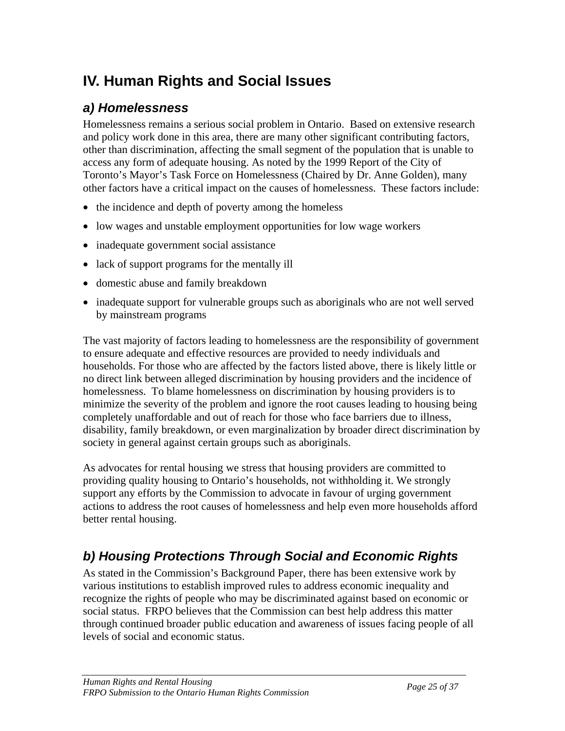# IV. Human Rights and Social Issues

## *a) Homelessness*

Homelessness remains a serious social problem in Ontario. Based on extensive research and policy work done in this area, there are many other significant contributing factors, other than discrimination, affecting the small segment of the population that is unable to access any form of adequate housing. As noted by the 1999 Report of the City of Toronto's Mayor's Task Force on Homelessness (Chaired by Dr. Anne Golden), many other factors have a critical impact on the causes of homelessness. These factors include:

- the incidence and depth of poverty among the homeless
- low wages and unstable employment opportunities for low wage workers
- inadequate government social assistance
- lack of support programs for the mentally ill
- domestic abuse and family breakdown
- inadequate support for vulnerable groups such as aboriginals who are not well served by mainstream programs

The vast majority of factors leading to homelessness are the responsibility of government to ensure adequate and effective resources are provided to needy individuals and households. For those who are affected by the factors listed above, there is likely little or no direct link between alleged discrimination by housing providers and the incidence of homelessness. To blame homelessness on discrimination by housing providers is to minimize the severity of the problem and ignore the root causes leading to housing being completely unaffordable and out of reach for those who face barriers due to illness, disability, family breakdown, or even marginalization by broader direct discrimination by society in general against certain groups such as aboriginals.

As advocates for rental housing we stress that housing providers are committed to providing quality housing to Ontario's households, not withholding it. We strongly support any efforts by the Commission to advocate in favour of urging government actions to address the root causes of homelessness and help even more households afford better rental housing.

## *b) Housing Protections Through Social and Economic Rights*

As stated in the Commission's Background Paper, there has been extensive work by various institutions to establish improved rules to address economic inequality and recognize the rights of people who may be discriminated against based on economic or social status. FRPO believes that the Commission can best help address this matter through continued broader public education and awareness of issues facing people of all levels of social and economic status.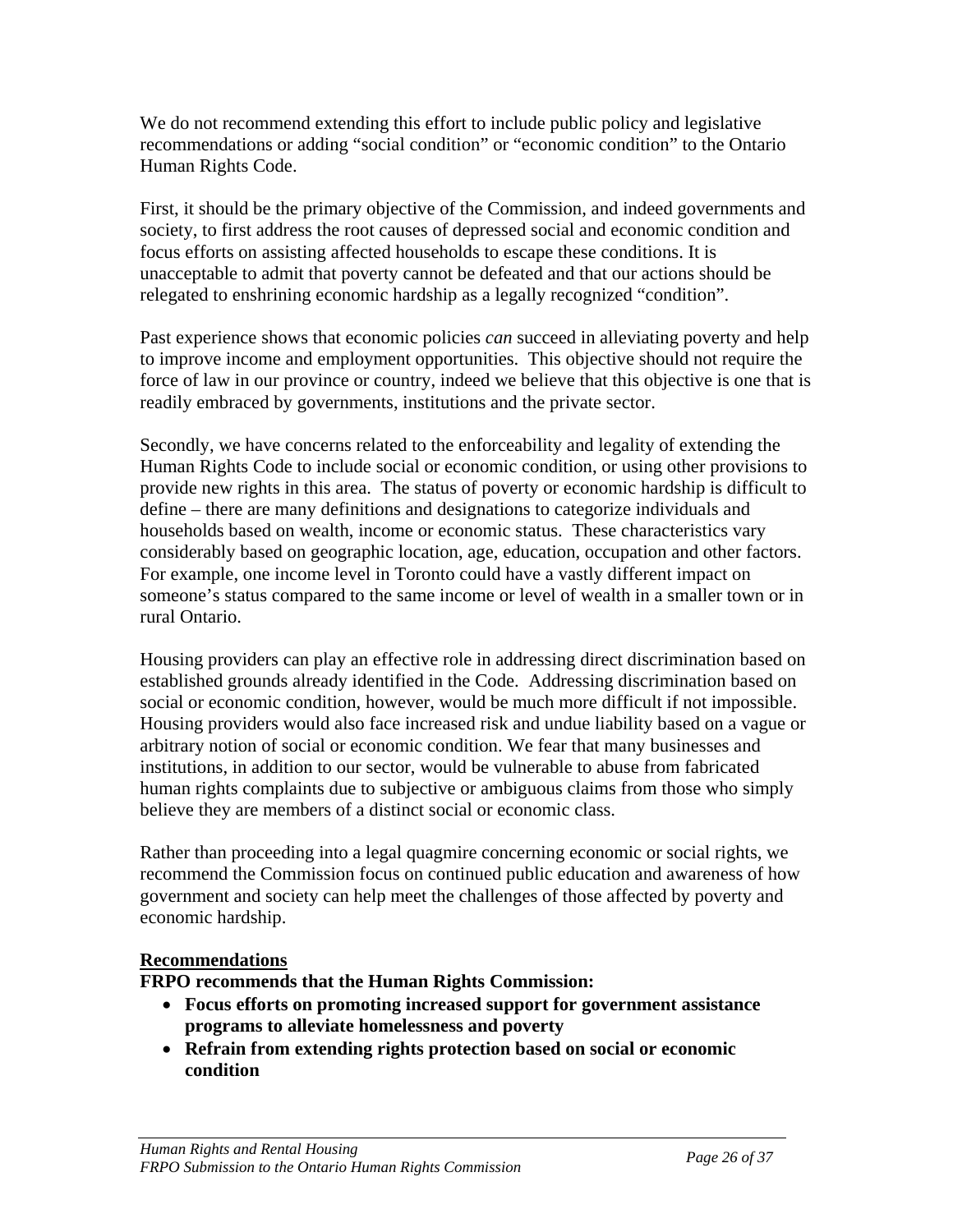We do not recommend extending this effort to include public policy and legislative recommendations or adding "social condition" or "economic condition" to the Ontario Human Rights Code.

First, it should be the primary objective of the Commission, and indeed governments and society, to first address the root causes of depressed social and economic condition and focus efforts on assisting affected households to escape these conditions. It is unacceptable to admit that poverty cannot be defeated and that our actions should be relegated to enshrining economic hardship as a legally recognized "condition".

Past experience shows that economic policies *can* succeed in alleviating poverty and help to improve income and employment opportunities. This objective should not require the force of law in our province or country, indeed we believe that this objective is one that is readily embraced by governments, institutions and the private sector.

Secondly, we have concerns related to the enforceability and legality of extending the Human Rights Code to include social or economic condition, or using other provisions to provide new rights in this area. The status of poverty or economic hardship is difficult to define – there are many definitions and designations to categorize individuals and households based on wealth, income or economic status. These characteristics vary considerably based on geographic location, age, education, occupation and other factors. For example, one income level in Toronto could have a vastly different impact on someone's status compared to the same income or level of wealth in a smaller town or in rural Ontario.

Housing providers can play an effective role in addressing direct discrimination based on established grounds already identified in the Code. Addressing discrimination based on social or economic condition, however, would be much more difficult if not impossible. Housing providers would also face increased risk and undue liability based on a vague or arbitrary notion of social or economic condition. We fear that many businesses and institutions, in addition to our sector, would be vulnerable to abuse from fabricated human rights complaints due to subjective or ambiguous claims from those who simply believe they are members of a distinct social or economic class.

Rather than proceeding into a legal quagmire concerning economic or social rights, we recommend the Commission focus on continued public education and awareness of how government and society can help meet the challenges of those affected by poverty and economic hardship.

**Recommendations**

**FRPO recommends that the Human Rights Commission:**

- **Focus efforts on promoting increased support for government assistance programs to alleviate homelessness and poverty**
- **Refrain from extending rights protection based on social or economic condition**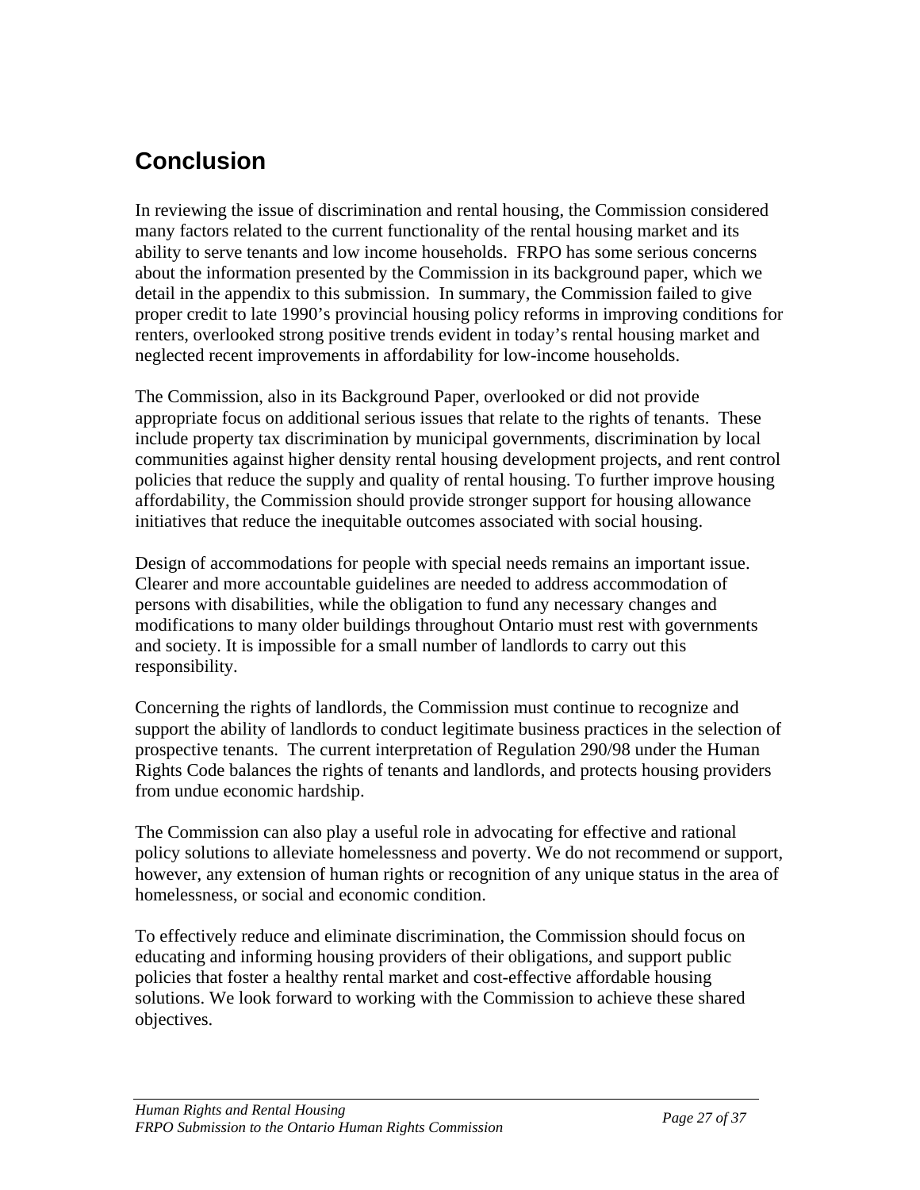## Conclusion

In reviewing the issue of discrimination and rental housing, the Commission considered many factors related to the current functionality of the rental housing market and its ability to serve tenants and low income households.  FRPO has some serious concerns about the information presented by the Commission in its background paper, which we detail in the appendix to this submission.  In summary, the Commission failed to give proper credit to late 1990's provincial housing policy reforms in improving conditions for renters, overlooked strong positive trends evident in today's rental housing market and neglected recent improvements in affordability for low-income households.

The Commission, also in its Background Paper, overlooked or did not provide appropriate focus on additional serious issues that relate to the rights of tenants.  These include property tax discrimination by municipal governments, discrimination by local communities against higher density rental housing development projects, and rent control policies that reduce the supply and quality of rental housing. To further improve housing affordability, the Commission should provide stronger support for housing allowance initiatives that reduce the inequitable outcomes associated with social housing.

Design of accommodations for people with special needs remains an important issue. Clearer and more accountable guidelines are needed to address accommodation of persons with disabilities, while the obligation to fund any necessary changes and modifications to many older buildings throughout Ontario must rest with governments and society. It is impossible for a small number of landlords to carry out this responsibility.

Concerning the rights of landlords, the Commission must continue to recognize and support the ability of landlords to conduct legitimate business practices in the selection of prospective tenants.  The current interpretation of Regulation 290/98 under the Human Rights Code balances the rights of tenants and landlords, and protects housing providers from undue economic hardship.

The Commission can also play a useful role in advocating for effective and rational policy solutions to alleviate homelessness and poverty. We do not recommend or support, however, any extension of human rights or recognition of any unique status in the area of homelessness, or social and economic condition.

To effectively reduce and eliminate discrimination, the Commission should focus on educating and informing housing providers of their obligations, and support public policies that foster a healthy rental market and cost-effective affordable housing solutions. We look forward to working with the Commission to achieve these shared objectives.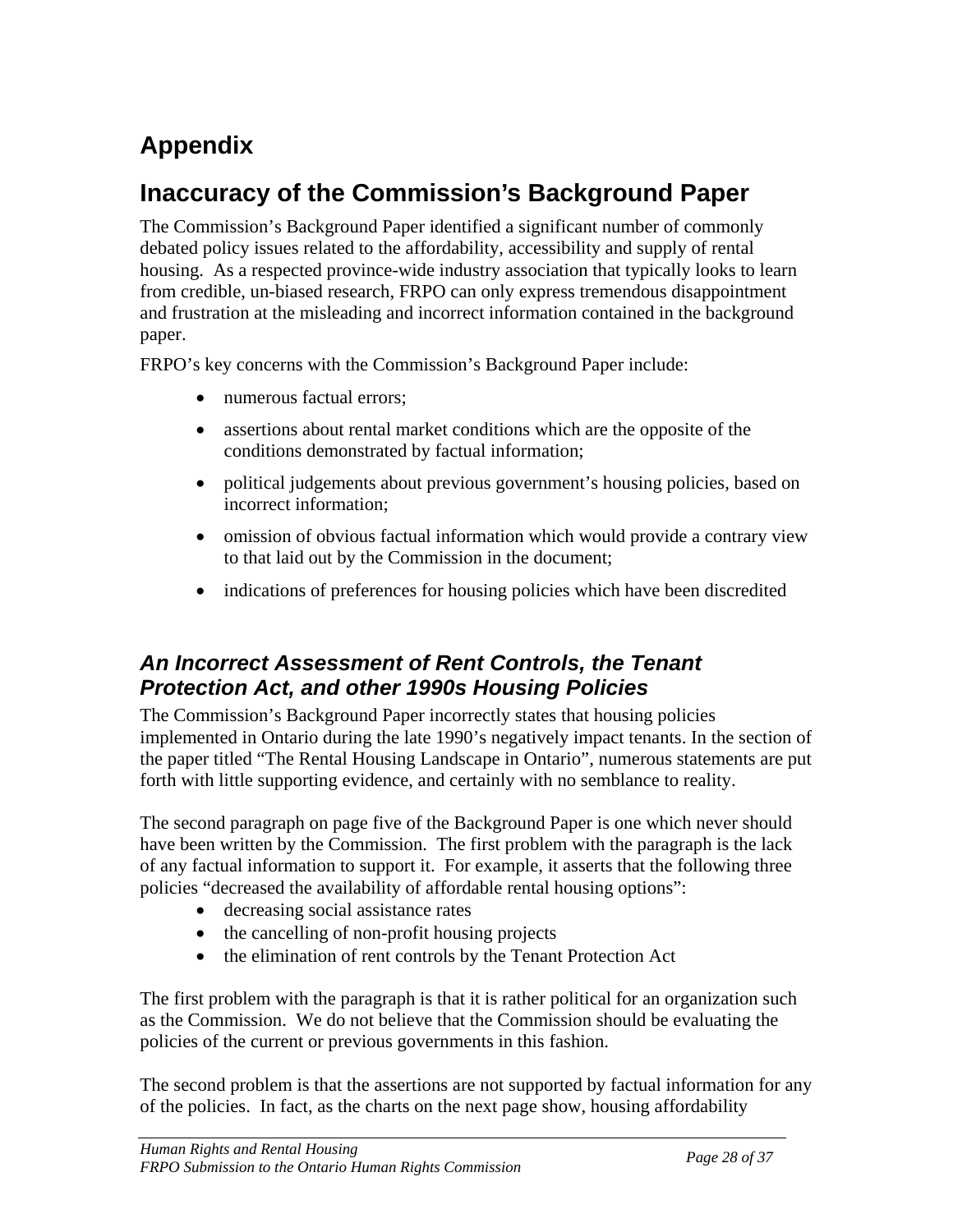# Appendix

## Inaccuracy of the Commission's Background Paper

The Commission's Background Paper identified a significant number of commonly debated policy issues related to the affordability, accessibility and supply of rental housing. As a respected province-wide industry association that typically looks to learn from credible, un-biased research, FRPO can only express tremendous disappointment and frustration at the misleading and incorrect information contained in the background paper.

FRPO's key concerns with the Commission's Background Paper include:

- numerous factual errors;
- assertions about rental market conditions which are the opposite of the conditions demonstrated by factual information;
- political judgements about previous government's housing policies, based on incorrect information;
- omission of obvious factual information which would provide a contrary view to that laid out by the Commission in the document;
- indications of preferences for housing policies which have been discredited

### *An Incorrect Assessment of Rent Controls, the Tenant Protection Act, and other 1990s Housing Policies*

The Commission's Background Paper incorrectly states that housing policies implemented in Ontario during the late 1990's negatively impact tenants. In the section of the paper titled "The Rental Housing Landscape in Ontario", numerous statements are put forth with little supporting evidence, and certainly with no semblance to reality.

The second paragraph on page five of the Background Paper is one which never should have been written by the Commission. The first problem with the paragraph is the lack of any factual information to support it. For example, it asserts that the following three policies "decreased the availability of affordable rental housing options":

- decreasing social assistance rates
- the cancelling of non-profit housing projects
- the elimination of rent controls by the Tenant Protection Act

The first problem with the paragraph is that it is rather political for an organization such as the Commission. We do not believe that the Commission should be evaluating the policies of the current or previous governments in this fashion.

The second problem is that the assertions are not supported by factual information for any of the policies. In fact, as the charts on the next page show, housing affordability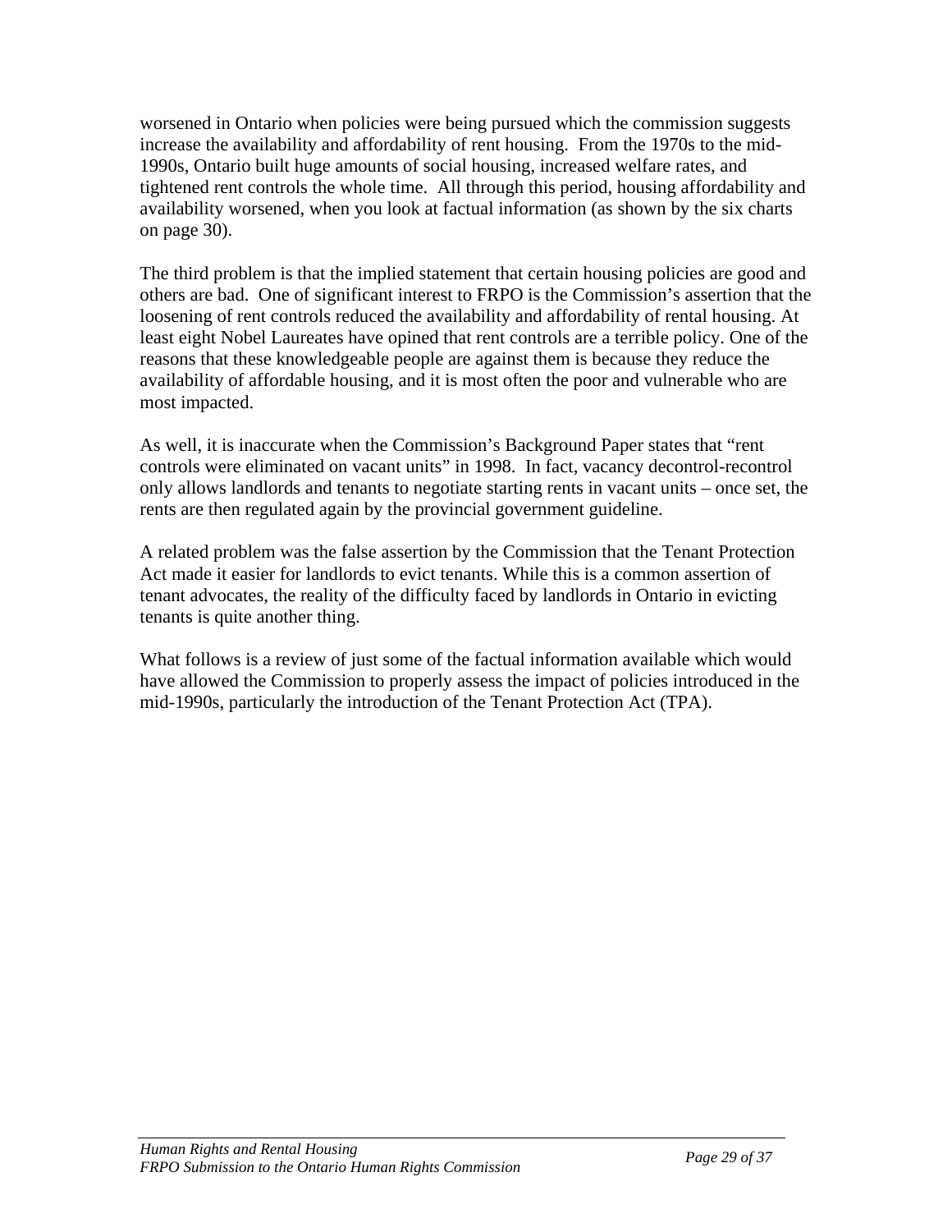worsened in Ontario when policies were being pursued which the commission suggests increase the availability and affordability of rent housing. From the 1970s to the mid-1990s, Ontario built huge amounts of social housing, increased welfare rates, and tightened rent controls the whole time. All through this period, housing affordability and availability worsened, when you look at factual information (as shown by the six charts on page 30).

The third problem is that the implied statement that certain housing policies are good and others are bad. One of significant interest to FRPO is the Commission's assertion that the loosening of rent controls reduced the availability and affordability of rental housing. At least eight Nobel Laureates have opined that rent controls are a terrible policy. One of the reasons that these knowledgeable people are against them is because they reduce the availability of affordable housing, and it is most often the poor and vulnerable who are most impacted.

As well, it is inaccurate when the Commission's Background Paper states that "rent controls were eliminated on vacant units" in 1998. In fact, vacancy decontrol-recontrol only allows landlords and tenants to negotiate starting rents in vacant units – once set, the rents are then regulated again by the provincial government guideline.

A related problem was the false assertion by the Commission that the Tenant Protection Act made it easier for landlords to evict tenants. While this is a common assertion of tenant advocates, the reality of the difficulty faced by landlords in Ontario in evicting tenants is quite another thing.

What follows is a review of just some of the factual information available which would have allowed the Commission to properly assess the impact of policies introduced in the mid-1990s, particularly the introduction of the Tenant Protection Act (TPA).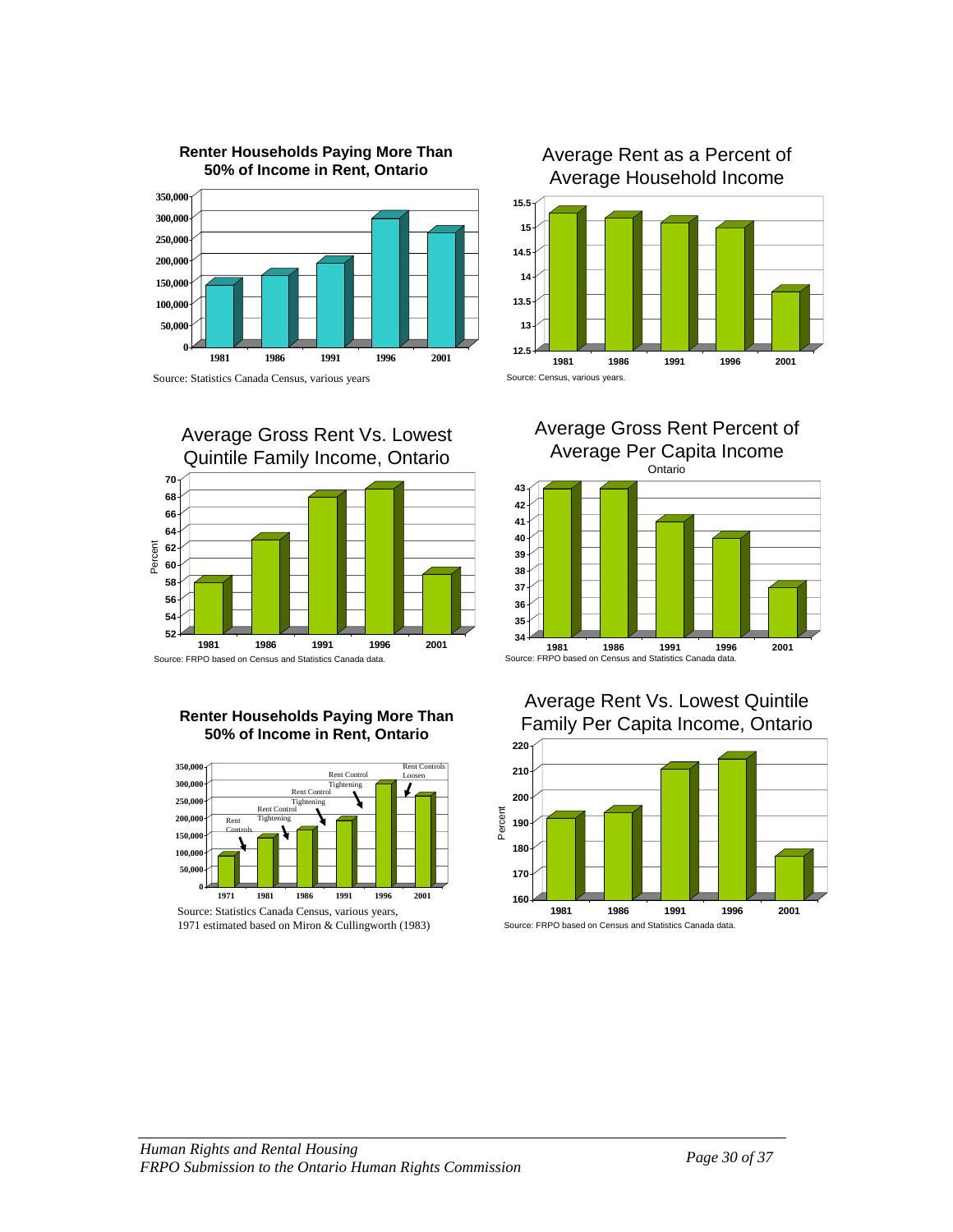**Renter Households Paying More Than 50% of Income in Rent, Ontario**

Source: Statistics Canada Census, various years

**Average Rent as a Percent of Average Household Income**

Source: Census, various years.

**Average Gross Rent Vs. Lowest Quintile Family Income, Ontario**

Source: FRPO based on Census and Statistics Canada data.

**Average Gross Rent Percent of Average Per Capita Income**
Ontario

Source: FRPO based on Census and Statistics Canada data.

**Renter Households Paying More Than 50% of Income in Rent, Ontario**

Source: Statistics Canada Census, various years,
1971 estimated based on Miron & Cullingworth (1983)

**Average Rent Vs. Lowest Quintile Family Per Capita Income, Ontario**

Source: FRPO based on Census and Statistics Canada data.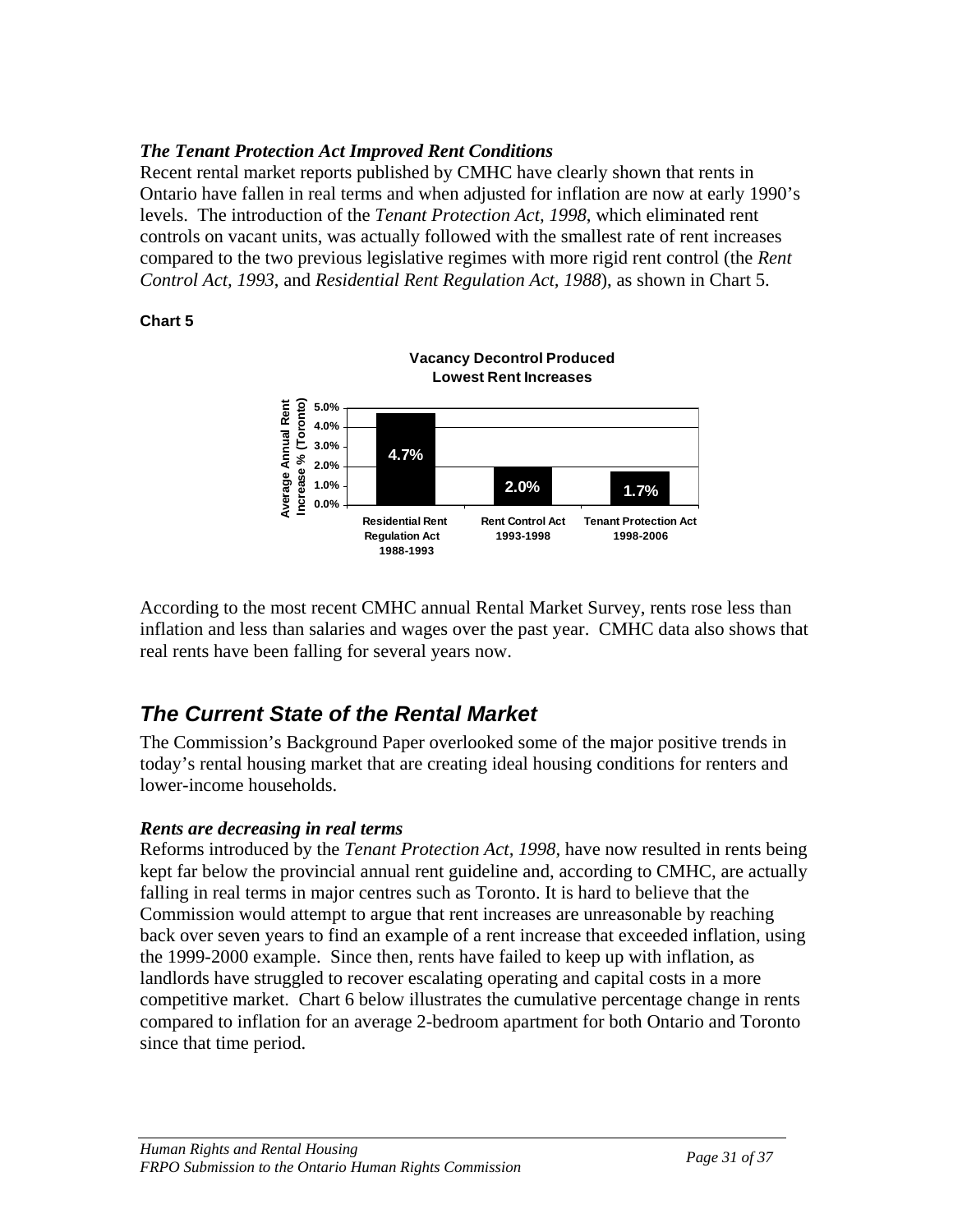### *The Tenant Protection Act Improved Rent Conditions*

Recent rental market reports published by CMHC have clearly shown that rents in Ontario have fallen in real terms and when adjusted for inflation are now at early 1990's levels. The introduction of the *Tenant Protection Act, 1998*, which eliminated rent controls on vacant units, was actually followed with the smallest rate of rent increases compared to the two previous legislative regimes with more rigid rent control (the *Rent Control Act, 1993*, and *Residential Rent Regulation Act, 1988*), as shown in Chart 5.

**Chart 5**

**Vacancy Decontrol Produced Lowest Rent Increases**

| Legislative Regime | Average Annual Rent Increase % (Toronto) |
|---|---|
| Residential Rent Regulation Act 1988-1993 | 4.7% |
| Rent Control Act 1993-1998 | 2.0% |
| Tenant Protection Act 1998-2006 | 1.7% |

According to the most recent CMHC annual Rental Market Survey, rents rose less than inflation and less than salaries and wages over the past year. CMHC data also shows that real rents have been falling for several years now.

## *The Current State of the Rental Market*

The Commission's Background Paper overlooked some of the major positive trends in today's rental housing market that are creating ideal housing conditions for renters and lower-income households.

### *Rents are decreasing in real terms*

Reforms introduced by the *Tenant Protection Act, 1998,* have now resulted in rents being kept far below the provincial annual rent guideline and, according to CMHC, are actually falling in real terms in major centres such as Toronto. It is hard to believe that the Commission would attempt to argue that rent increases are unreasonable by reaching back over seven years to find an example of a rent increase that exceeded inflation, using the 1999-2000 example. Since then, rents have failed to keep up with inflation, as landlords have struggled to recover escalating operating and capital costs in a more competitive market. Chart 6 below illustrates the cumulative percentage change in rents compared to inflation for an average 2-bedroom apartment for both Ontario and Toronto since that time period.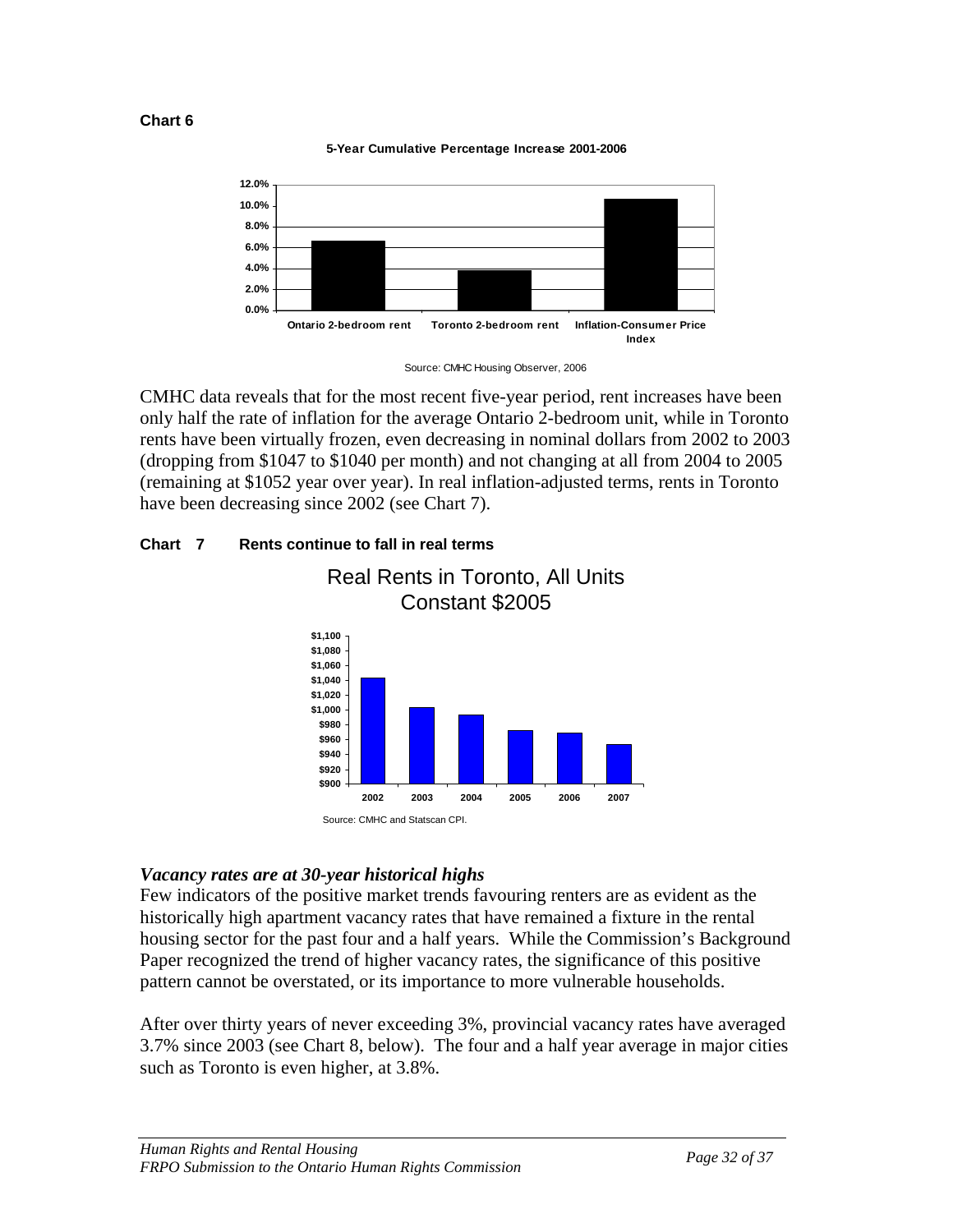**Chart 6**

**5-Year Cumulative Percentage Increase 2001-2006**

Source: CMHC Housing Observer, 2006

CMHC data reveals that for the most recent five-year period, rent increases have been only half the rate of inflation for the average Ontario 2-bedroom unit, while in Toronto rents have been virtually frozen, even decreasing in nominal dollars from 2002 to 2003 (dropping from $1047 to $1040 per month) and not changing at all from 2004 to 2005 (remaining at $1052 year over year). In real inflation-adjusted terms, rents in Toronto have been decreasing since 2002 (see Chart 7).

**Chart 7 Rents continue to fall in real terms**

Real Rents in Toronto, All Units
Constant $2005

Source: CMHC and Statscan CPI.

### *Vacancy rates are at 30-year historical highs*

Few indicators of the positive market trends favouring renters are as evident as the historically high apartment vacancy rates that have remained a fixture in the rental housing sector for the past four and a half years. While the Commission's Background Paper recognized the trend of higher vacancy rates, the significance of this positive pattern cannot be overstated, or its importance to more vulnerable households.

After over thirty years of never exceeding 3%, provincial vacancy rates have averaged 3.7% since 2003 (see Chart 8, below). The four and a half year average in major cities such as Toronto is even higher, at 3.8%.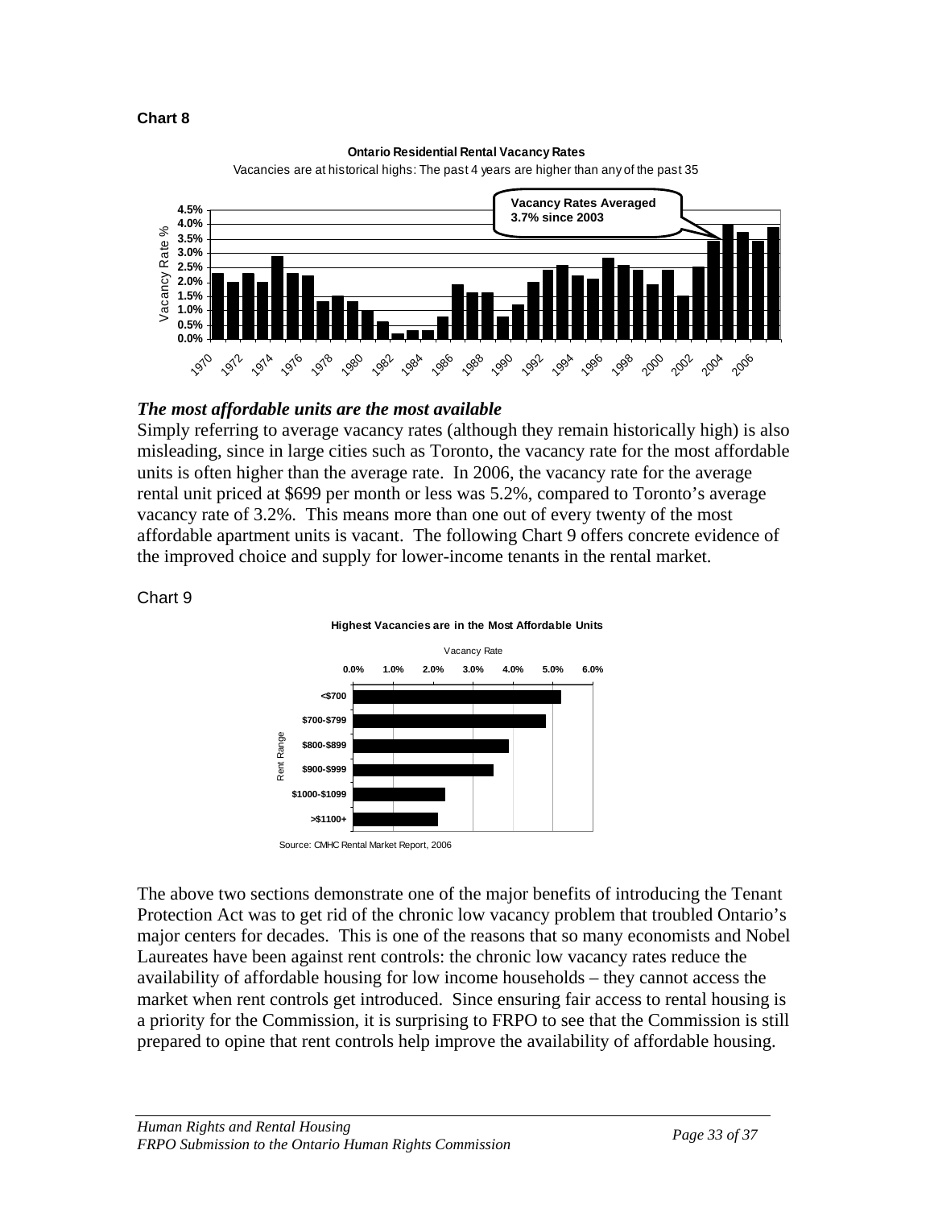**Chart 8**

**Ontario Residential Rental Vacancy Rates**

Vacancies are at historical highs: The past 4 years are higher than any of the past 35

**Vacancy Rates Averaged 3.7% since 2003**

## *The most affordable units are the most available*

Simply referring to average vacancy rates (although they remain historically high) is also misleading, since in large cities such as Toronto, the vacancy rate for the most affordable units is often higher than the average rate. In 2006, the vacancy rate for the average rental unit priced at $699 per month or less was 5.2%, compared to Toronto's average vacancy rate of 3.2%. This means more than one out of every twenty of the most affordable apartment units is vacant. The following Chart 9 offers concrete evidence of the improved choice and supply for lower-income tenants in the rental market.

Chart 9

**Highest Vacancies are in the Most Affordable Units**

Source: CMHC Rental Market Report, 2006

The above two sections demonstrate one of the major benefits of introducing the Tenant Protection Act was to get rid of the chronic low vacancy problem that troubled Ontario's major centers for decades. This is one of the reasons that so many economists and Nobel Laureates have been against rent controls: the chronic low vacancy rates reduce the availability of affordable housing for low income households – they cannot access the market when rent controls get introduced. Since ensuring fair access to rental housing is a priority for the Commission, it is surprising to FRPO to see that the Commission is still prepared to opine that rent controls help improve the availability of affordable housing.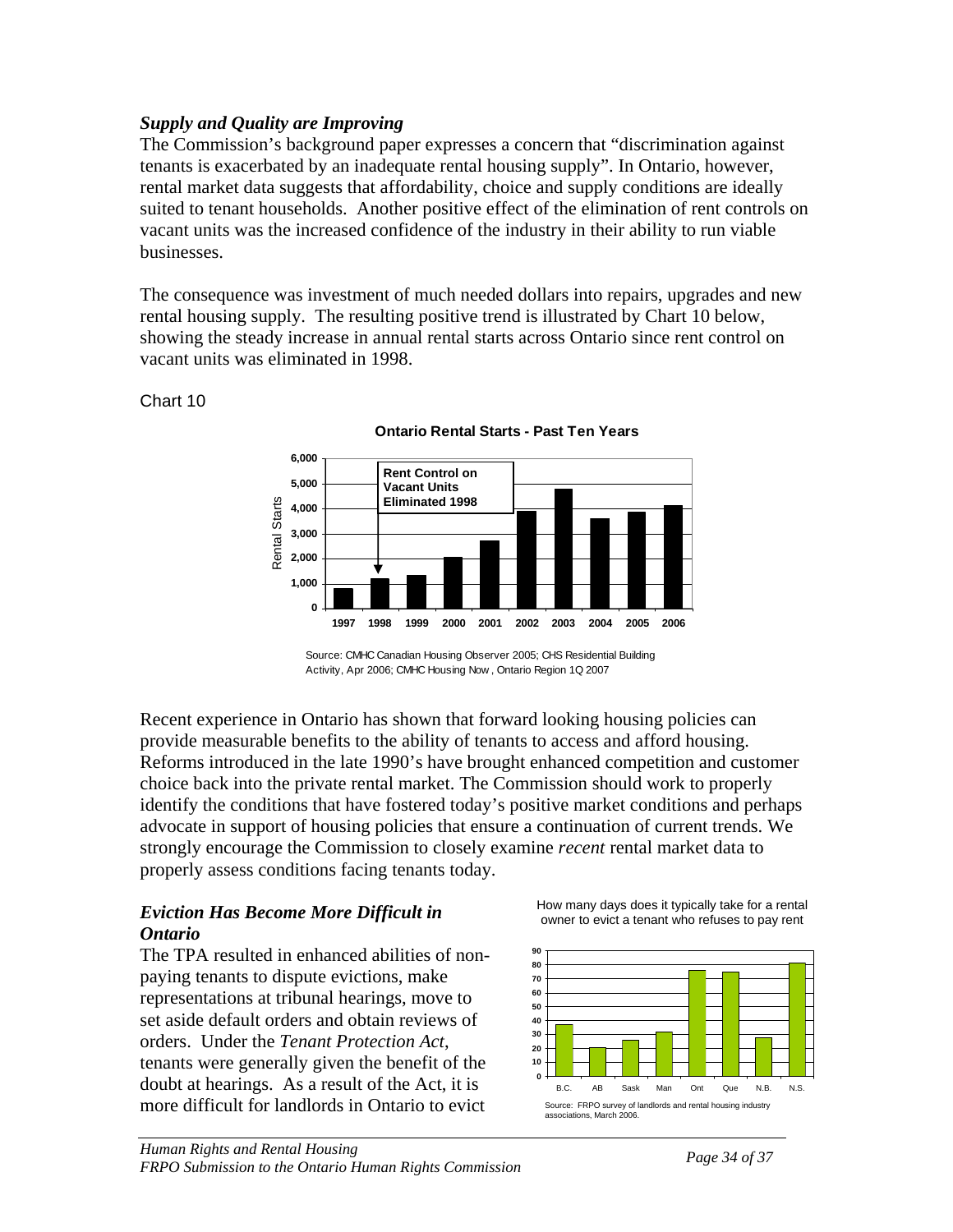### *Supply and Quality are Improving*

The Commission's background paper expresses a concern that "discrimination against tenants is exacerbated by an inadequate rental housing supply". In Ontario, however, rental market data suggests that affordability, choice and supply conditions are ideally suited to tenant households. Another positive effect of the elimination of rent controls on vacant units was the increased confidence of the industry in their ability to run viable businesses.

The consequence was investment of much needed dollars into repairs, upgrades and new rental housing supply. The resulting positive trend is illustrated by Chart 10 below, showing the steady increase in annual rental starts across Ontario since rent control on vacant units was eliminated in 1998.

Chart 10

**Ontario Rental Starts - Past Ten Years**

Rent Control on Vacant Units Eliminated 1998

Source: CMHC Canadian Housing Observer 2005; CHS Residential Building Activity, Apr 2006; CMHC Housing Now, Ontario Region 1Q 2007

Recent experience in Ontario has shown that forward looking housing policies can provide measurable benefits to the ability of tenants to access and afford housing. Reforms introduced in the late 1990's have brought enhanced competition and customer choice back into the private rental market. The Commission should work to properly identify the conditions that have fostered today's positive market conditions and perhaps advocate in support of housing policies that ensure a continuation of current trends. We strongly encourage the Commission to closely examine *recent* rental market data to properly assess conditions facing tenants today.

### *Eviction Has Become More Difficult in Ontario*

The TPA resulted in enhanced abilities of non-paying tenants to dispute evictions, make representations at tribunal hearings, move to set aside default orders and obtain reviews of orders. Under the *Tenant Protection Act*, tenants were generally given the benefit of the doubt at hearings. As a result of the Act, it is more difficult for landlords in Ontario to evict

How many days does it typically take for a rental owner to evict a tenant who refuses to pay rent

Source: FRPO survey of landlords and rental housing industry associations, March 2006.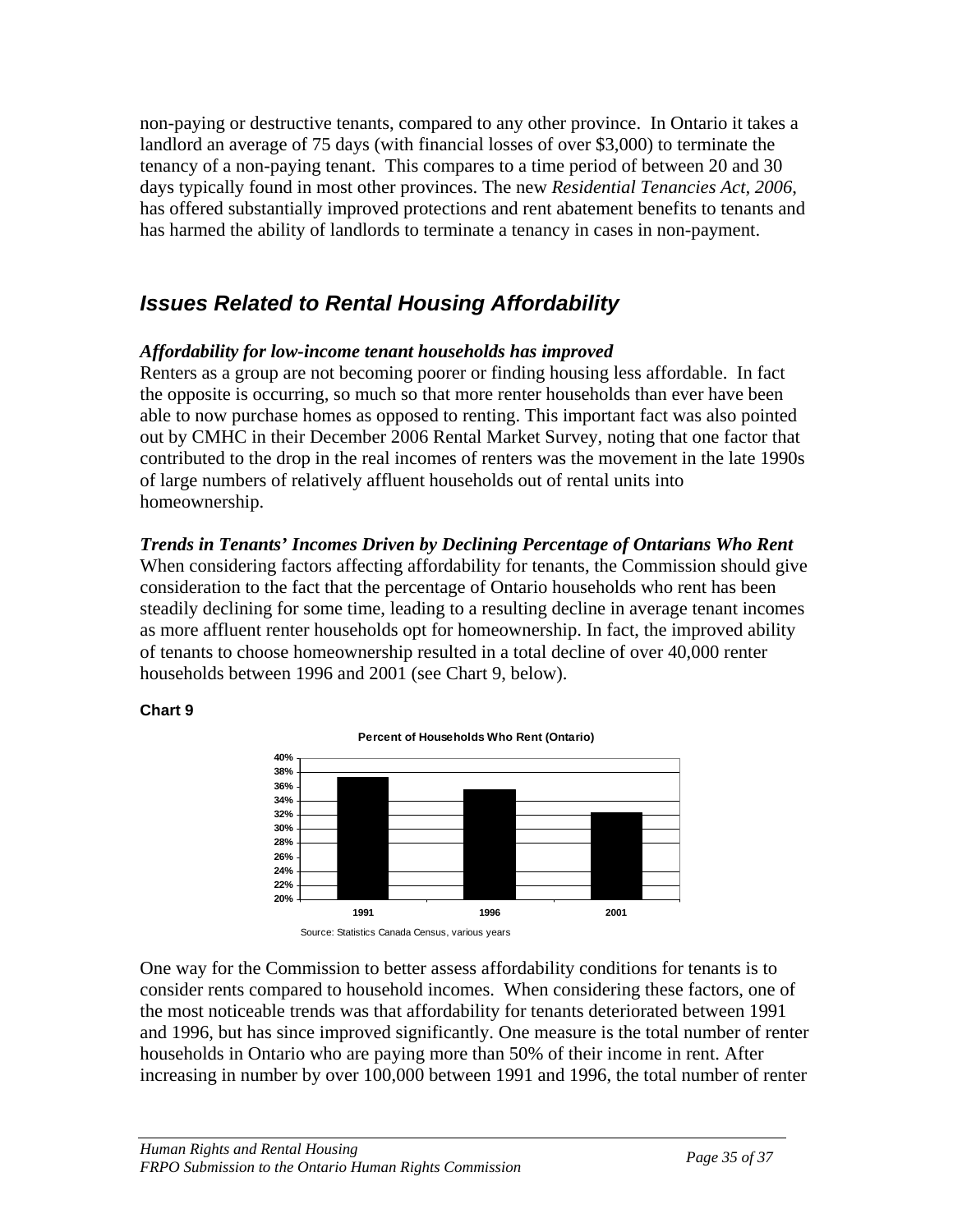non-paying or destructive tenants, compared to any other province. In Ontario it takes a landlord an average of 75 days (with financial losses of over $3,000) to terminate the tenancy of a non-paying tenant. This compares to a time period of between 20 and 30 days typically found in most other provinces. The new *Residential Tenancies Act, 2006*, has offered substantially improved protections and rent abatement benefits to tenants and has harmed the ability of landlords to terminate a tenancy in cases in non-payment.

## *Issues Related to Rental Housing Affordability*

***Affordability for low-income tenant households has improved***

Renters as a group are not becoming poorer or finding housing less affordable. In fact the opposite is occurring, so much so that more renter households than ever have been able to now purchase homes as opposed to renting. This important fact was also pointed out by CMHC in their December 2006 Rental Market Survey, noting that one factor that contributed to the drop in the real incomes of renters was the movement in the late 1990s of large numbers of relatively affluent households out of rental units into homeownership.

***Trends in Tenants' Incomes Driven by Declining Percentage of Ontarians Who Rent***

When considering factors affecting affordability for tenants, the Commission should give consideration to the fact that the percentage of Ontario households who rent has been steadily declining for some time, leading to a resulting decline in average tenant incomes as more affluent renter households opt for homeownership. In fact, the improved ability of tenants to choose homeownership resulted in a total decline of over 40,000 renter households between 1996 and 2001 (see Chart 9, below).

**Chart 9**

**Percent of Households Who Rent (Ontario)**

Source: Statistics Canada Census, various years

One way for the Commission to better assess affordability conditions for tenants is to consider rents compared to household incomes. When considering these factors, one of the most noticeable trends was that affordability for tenants deteriorated between 1991 and 1996, but has since improved significantly. One measure is the total number of renter households in Ontario who are paying more than 50% of their income in rent. After increasing in number by over 100,000 between 1991 and 1996, the total number of renter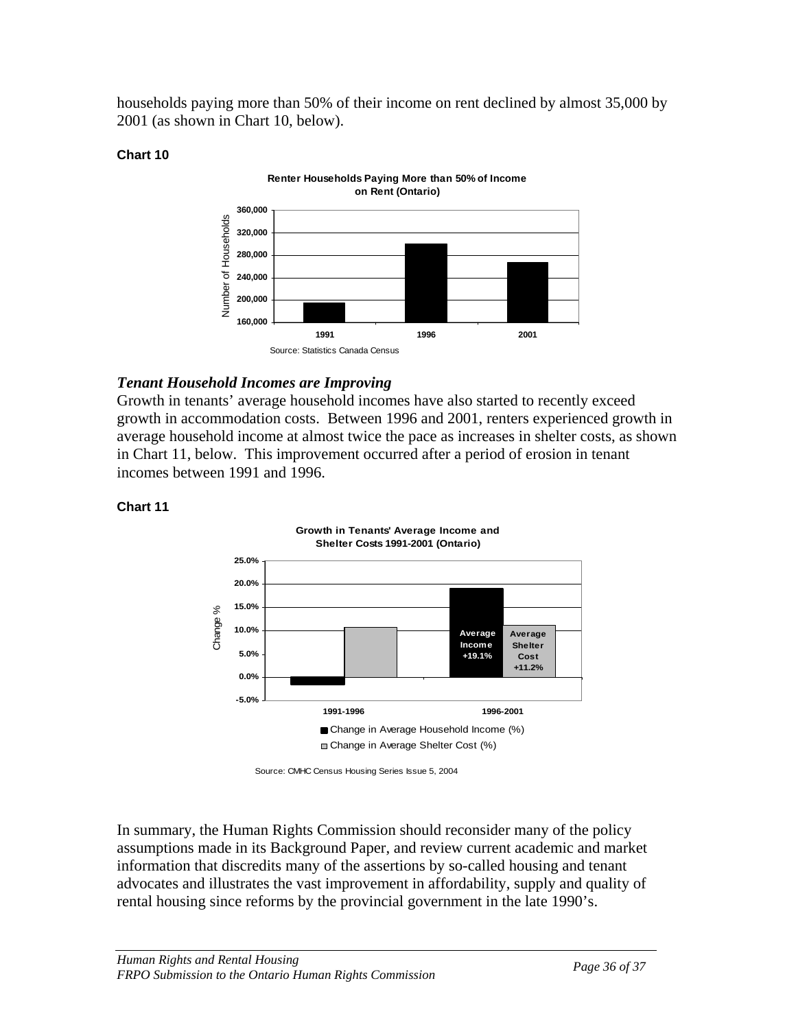households paying more than 50% of their income on rent declined by almost 35,000 by 2001 (as shown in Chart 10, below).

**Chart 10**

Renter Households Paying More than 50% of Income on Rent (Ontario)

Number of Households

360,000
320,000
280,000
240,000
200,000
160,000

1991
1996
2001

Source: Statistics Canada Census

### *Tenant Household Incomes are Improving*

Growth in tenants' average household incomes have also started to recently exceed growth in accommodation costs. Between 1996 and 2001, renters experienced growth in average household income at almost twice the pace as increases in shelter costs, as shown in Chart 11, below. This improvement occurred after a period of erosion in tenant incomes between 1991 and 1996.

**Chart 11**

Growth in Tenants' Average Income and Shelter Costs 1991-2001 (Ontario)

Change %

25.0%
20.0%
15.0%
10.0%
5.0%
0.0%
-5.0%

Average Income +19.1%
Average Shelter Cost +11.2%

1991-1996
1996-2001

Change in Average Household Income (%)
Change in Average Shelter Cost (%)

Source: CMHC Census Housing Series Issue 5, 2004

In summary, the Human Rights Commission should reconsider many of the policy assumptions made in its Background Paper, and review current academic and market information that discredits many of the assertions by so-called housing and tenant advocates and illustrates the vast improvement in affordability, supply and quality of rental housing since reforms by the provincial government in the late 1990's.